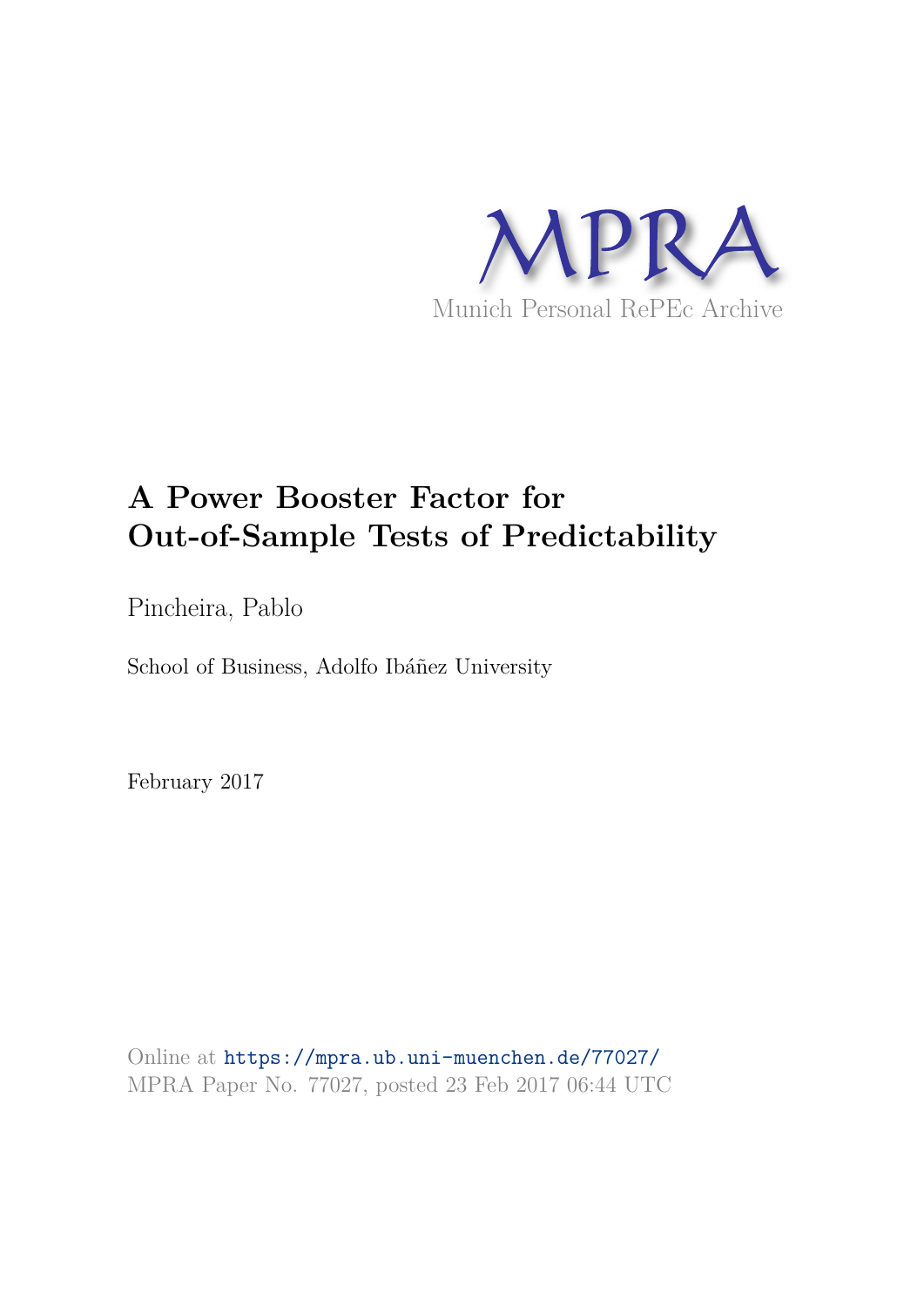MPRA

Munich Personal RePEc Archive

# A Power Booster Factor for Out-of-Sample Tests of Predictability

Pincheira, Pablo

School of Business, Adolfo Ibáñez University

February 2017

Online at https://mpra.ub.uni-muenchen.de/77027/
MPRA Paper No. 77027, posted 23 Feb 2017 06:44 UTC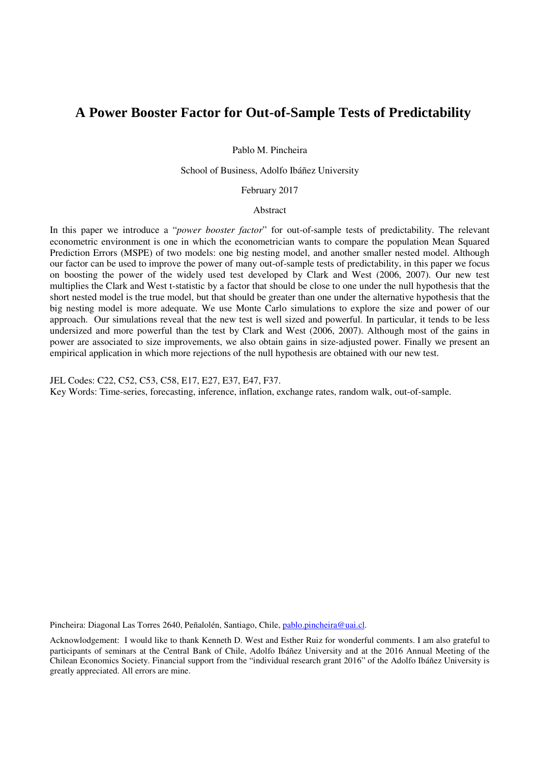# A Power Booster Factor for Out-of-Sample Tests of Predictability

Pablo M. Pincheira

School of Business, Adolfo Ibáñez University

February 2017

Abstract

In this paper we introduce a "*power booster factor*" for out-of-sample tests of predictability. The relevant econometric environment is one in which the econometrician wants to compare the population Mean Squared Prediction Errors (MSPE) of two models: one big nesting model, and another smaller nested model. Although our factor can be used to improve the power of many out-of-sample tests of predictability, in this paper we focus on boosting the power of the widely used test developed by Clark and West (2006, 2007). Our new test multiplies the Clark and West t-statistic by a factor that should be close to one under the null hypothesis that the short nested model is the true model, but that should be greater than one under the alternative hypothesis that the big nesting model is more adequate. We use Monte Carlo simulations to explore the size and power of our approach. Our simulations reveal that the new test is well sized and powerful. In particular, it tends to be less undersized and more powerful than the test by Clark and West (2006, 2007). Although most of the gains in power are associated to size improvements, we also obtain gains in size-adjusted power. Finally we present an empirical application in which more rejections of the null hypothesis are obtained with our new test.

JEL Codes: C22, C52, C53, C58, E17, E27, E37, E47, F37.
Key Words: Time-series, forecasting, inference, inflation, exchange rates, random walk, out-of-sample.

Pincheira: Diagonal Las Torres 2640, Peñalolén, Santiago, Chile, pablo.pincheira@uai.cl.

Acknowledgement: I would like to thank Kenneth D. West and Esther Ruiz for wonderful comments. I am also grateful to participants of seminars at the Central Bank of Chile, Adolfo Ibáñez University and at the 2016 Annual Meeting of the Chilean Economics Society. Financial support from the "individual research grant 2016" of the Adolfo Ibáñez University is greatly appreciated. All errors are mine.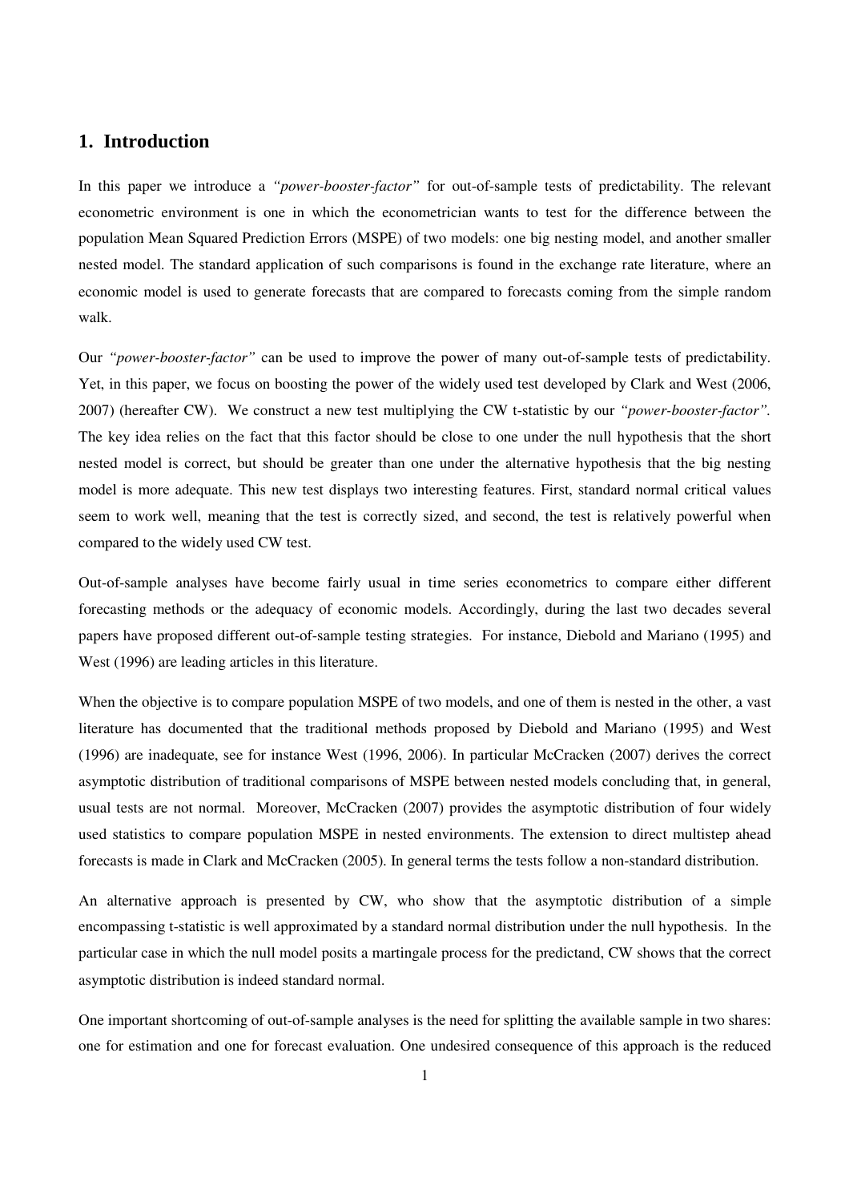## 1. Introduction

In this paper we introduce a *"power-booster-factor"* for out-of-sample tests of predictability. The relevant econometric environment is one in which the econometrician wants to test for the difference between the population Mean Squared Prediction Errors (MSPE) of two models: one big nesting model, and another smaller nested model. The standard application of such comparisons is found in the exchange rate literature, where an economic model is used to generate forecasts that are compared to forecasts coming from the simple random walk.

Our *"power-booster-factor"* can be used to improve the power of many out-of-sample tests of predictability. Yet, in this paper, we focus on boosting the power of the widely used test developed by Clark and West (2006, 2007) (hereafter CW). We construct a new test multiplying the CW t-statistic by our *"power-booster-factor"*. The key idea relies on the fact that this factor should be close to one under the null hypothesis that the short nested model is correct, but should be greater than one under the alternative hypothesis that the big nesting model is more adequate. This new test displays two interesting features. First, standard normal critical values seem to work well, meaning that the test is correctly sized, and second, the test is relatively powerful when compared to the widely used CW test.

Out-of-sample analyses have become fairly usual in time series econometrics to compare either different forecasting methods or the adequacy of economic models. Accordingly, during the last two decades several papers have proposed different out-of-sample testing strategies. For instance, Diebold and Mariano (1995) and West (1996) are leading articles in this literature.

When the objective is to compare population MSPE of two models, and one of them is nested in the other, a vast literature has documented that the traditional methods proposed by Diebold and Mariano (1995) and West (1996) are inadequate, see for instance West (1996, 2006). In particular McCracken (2007) derives the correct asymptotic distribution of traditional comparisons of MSPE between nested models concluding that, in general, usual tests are not normal. Moreover, McCracken (2007) provides the asymptotic distribution of four widely used statistics to compare population MSPE in nested environments. The extension to direct multistep ahead forecasts is made in Clark and McCracken (2005). In general terms the tests follow a non-standard distribution.

An alternative approach is presented by CW, who show that the asymptotic distribution of a simple encompassing t-statistic is well approximated by a standard normal distribution under the null hypothesis. In the particular case in which the null model posits a martingale process for the predictand, CW shows that the correct asymptotic distribution is indeed standard normal.

One important shortcoming of out-of-sample analyses is the need for splitting the available sample in two shares: one for estimation and one for forecast evaluation. One undesired consequence of this approach is the reduced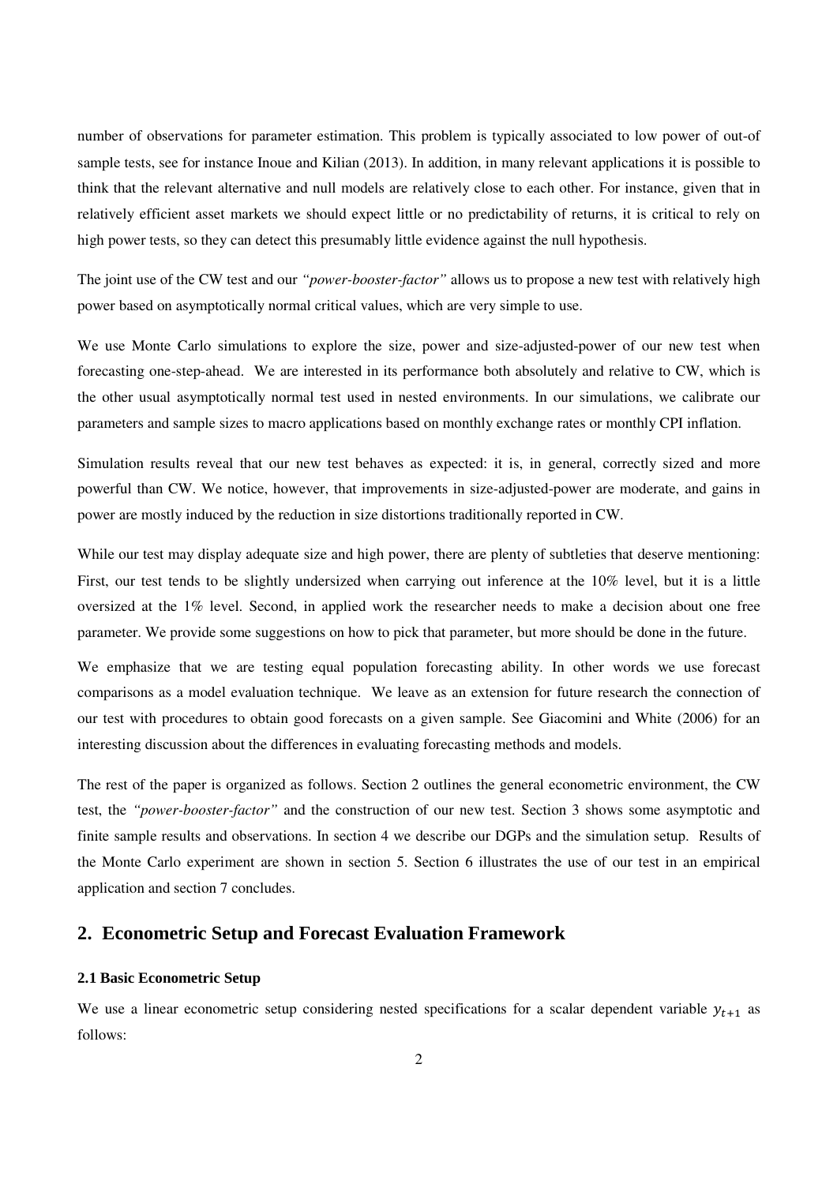number of observations for parameter estimation. This problem is typically associated to low power of out-of sample tests, see for instance Inoue and Kilian (2013). In addition, in many relevant applications it is possible to think that the relevant alternative and null models are relatively close to each other. For instance, given that in relatively efficient asset markets we should expect little or no predictability of returns, it is critical to rely on high power tests, so they can detect this presumably little evidence against the null hypothesis.

The joint use of the CW test and our *"power-booster-factor"* allows us to propose a new test with relatively high power based on asymptotically normal critical values, which are very simple to use.

We use Monte Carlo simulations to explore the size, power and size-adjusted-power of our new test when forecasting one-step-ahead. We are interested in its performance both absolutely and relative to CW, which is the other usual asymptotically normal test used in nested environments. In our simulations, we calibrate our parameters and sample sizes to macro applications based on monthly exchange rates or monthly CPI inflation.

Simulation results reveal that our new test behaves as expected: it is, in general, correctly sized and more powerful than CW. We notice, however, that improvements in size-adjusted-power are moderate, and gains in power are mostly induced by the reduction in size distortions traditionally reported in CW.

While our test may display adequate size and high power, there are plenty of subtleties that deserve mentioning: First, our test tends to be slightly undersized when carrying out inference at the 10% level, but it is a little oversized at the 1% level. Second, in applied work the researcher needs to make a decision about one free parameter. We provide some suggestions on how to pick that parameter, but more should be done in the future.

We emphasize that we are testing equal population forecasting ability. In other words we use forecast comparisons as a model evaluation technique. We leave as an extension for future research the connection of our test with procedures to obtain good forecasts on a given sample. See Giacomini and White (2006) for an interesting discussion about the differences in evaluating forecasting methods and models.

The rest of the paper is organized as follows. Section 2 outlines the general econometric environment, the CW test, the *"power-booster-factor"* and the construction of our new test. Section 3 shows some asymptotic and finite sample results and observations. In section 4 we describe our DGPs and the simulation setup. Results of the Monte Carlo experiment are shown in section 5. Section 6 illustrates the use of our test in an empirical application and section 7 concludes.

## 2. Econometric Setup and Forecast Evaluation Framework

### 2.1 Basic Econometric Setup

We use a linear econometric setup considering nested specifications for a scalar dependent variable $y_{t+1}$ as follows: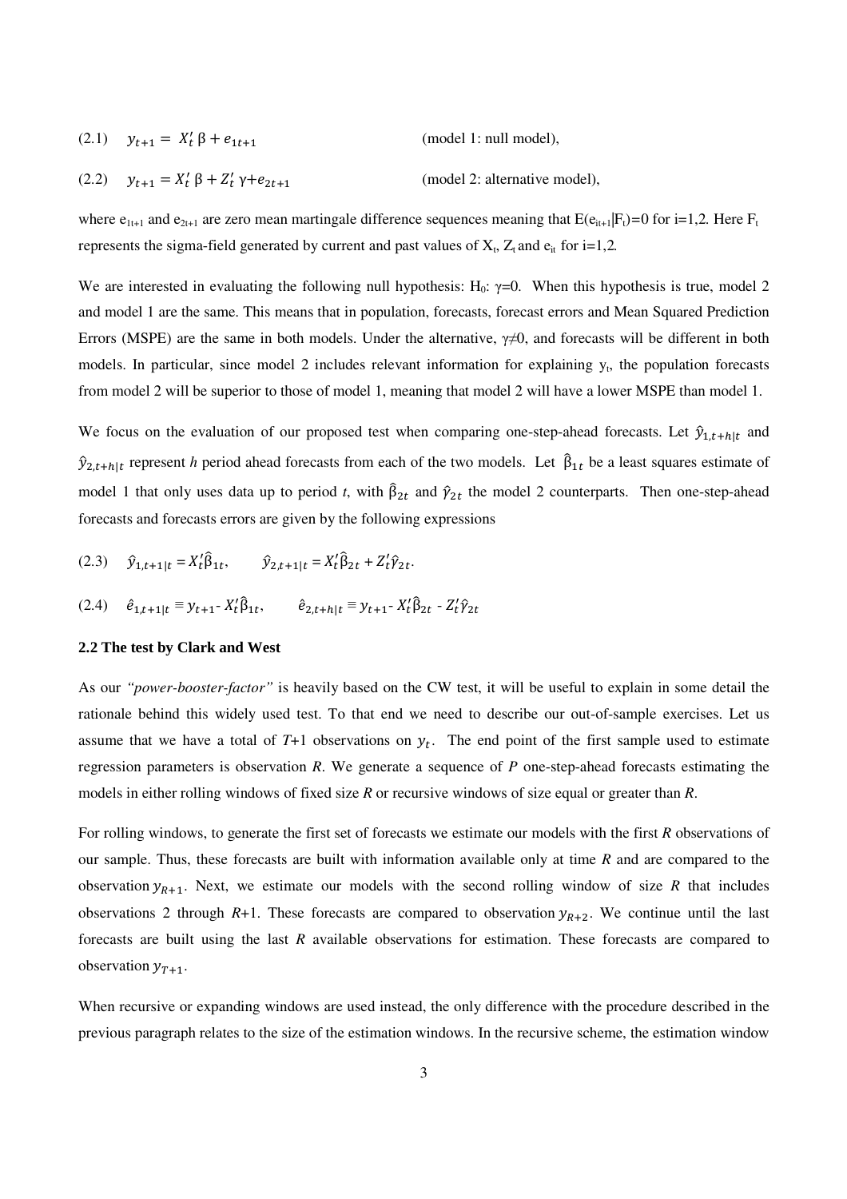(2.1) $\quad y_{t+1} = X_t' \beta + e_{1t+1}$ (model 1: null model),

(2.2) $\quad y_{t+1} = X_t' \beta + Z_t' \gamma + e_{2t+1}$ (model 2: alternative model),

where $e_{1t+1}$ and $e_{2t+1}$ are zero mean martingale difference sequences meaning that $E(e_{it+1}|F_t)=0$ for i=1,2. Here $F_t$ represents the sigma-field generated by current and past values of $X_t$, $Z_t$ and $e_{it}$ for i=1,2.

We are interested in evaluating the following null hypothesis: $H_0$: $\gamma=0$. When this hypothesis is true, model 2 and model 1 are the same. This means that in population, forecasts, forecast errors and Mean Squared Prediction Errors (MSPE) are the same in both models. Under the alternative, $\gamma \neq 0$, and forecasts will be different in both models. In particular, since model 2 includes relevant information for explaining $y_t$, the population forecasts from model 2 will be superior to those of model 1, meaning that model 2 will have a lower MSPE than model 1.

We focus on the evaluation of our proposed test when comparing one-step-ahead forecasts. Let $\hat{y}_{1,t+h|t}$ and $\hat{y}_{2,t+h|t}$ represent *h* period ahead forecasts from each of the two models. Let $\hat{\beta}_{1t}$ be a least squares estimate of model 1 that only uses data up to period *t*, with $\hat{\beta}_{2t}$ and $\hat{\gamma}_{2t}$ the model 2 counterparts. Then one-step-ahead forecasts and forecasts errors are given by the following expressions

(2.3) $\quad \hat{y}_{1,t+1|t} = X_t'\hat{\beta}_{1t}, \qquad \hat{y}_{2,t+1|t} = X_t'\hat{\beta}_{2t} + Z_t'\hat{\gamma}_{2t}.$

(2.4) $\quad \hat{e}_{1,t+1|t} \equiv y_{t+1} - X_t'\hat{\beta}_{1t}, \qquad \hat{e}_{2,t+h|t} \equiv y_{t+1} - X_t'\hat{\beta}_{2t} - Z_t'\hat{\gamma}_{2t}$

### 2.2 The test by Clark and West

As our *"power-booster-factor"* is heavily based on the CW test, it will be useful to explain in some detail the rationale behind this widely used test. To that end we need to describe our out-of-sample exercises. Let us assume that we have a total of *T*+1 observations on $y_t$. The end point of the first sample used to estimate regression parameters is observation *R*. We generate a sequence of *P* one-step-ahead forecasts estimating the models in either rolling windows of fixed size *R* or recursive windows of size equal or greater than *R*.

For rolling windows, to generate the first set of forecasts we estimate our models with the first *R* observations of our sample. Thus, these forecasts are built with information available only at time *R* and are compared to the observation $y_{R+1}$. Next, we estimate our models with the second rolling window of size *R* that includes observations 2 through *R*+1. These forecasts are compared to observation $y_{R+2}$. We continue until the last forecasts are built using the last *R* available observations for estimation. These forecasts are compared to observation $y_{T+1}$.

When recursive or expanding windows are used instead, the only difference with the procedure described in the previous paragraph relates to the size of the estimation windows. In the recursive scheme, the estimation window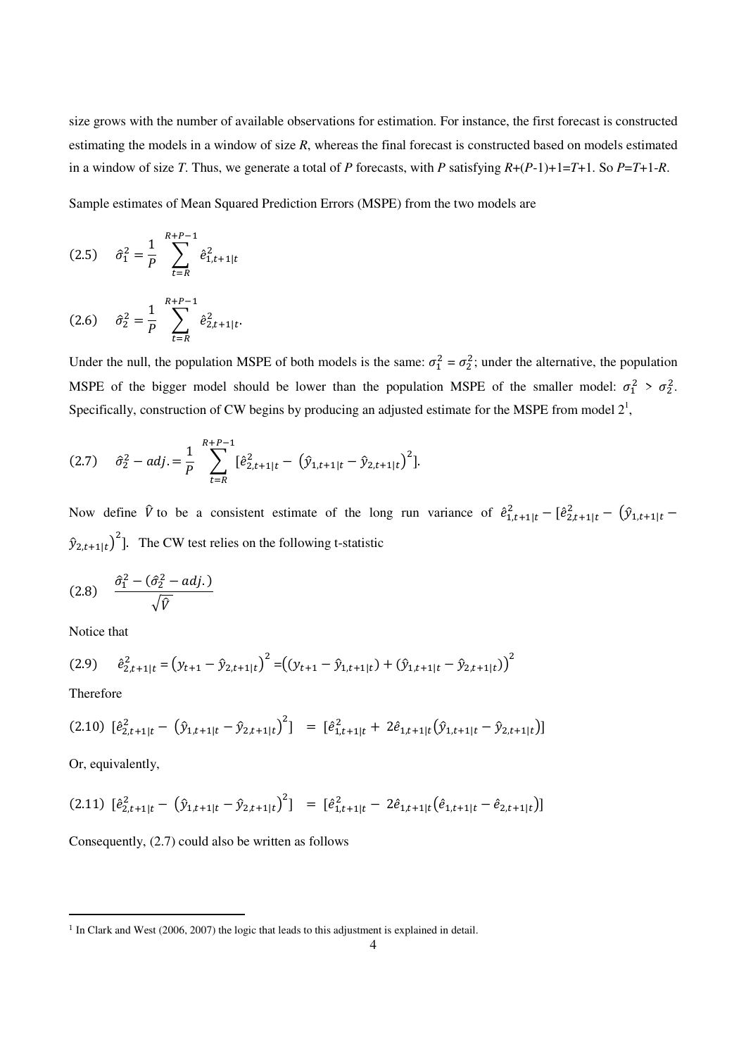size grows with the number of available observations for estimation. For instance, the first forecast is constructed estimating the models in a window of size $R$, whereas the final forecast is constructed based on models estimated in a window of size $T$. Thus, we generate a total of $P$ forecasts, with $P$ satisfying $R+(P-1)+1=T+1$. So $P=T+1-R$.

Sample estimates of Mean Squared Prediction Errors (MSPE) from the two models are

$$(2.5) \quad \hat{\sigma}_1^2 = \frac{1}{P} \sum_{t=R}^{R+P-1} \hat{e}_{1,t+1|t}^2$$

$$(2.6) \quad \hat{\sigma}_2^2 = \frac{1}{P} \sum_{t=R}^{R+P-1} \hat{e}_{2,t+1|t}^2.$$

Under the null, the population MSPE of both models is the same: $\sigma_1^2 = \sigma_2^2$; under the alternative, the population MSPE of the bigger model should be lower than the population MSPE of the smaller model: $\sigma_1^2 > \sigma_2^2$. Specifically, construction of CW begins by producing an adjusted estimate for the MSPE from model 2[1],

$$(2.7) \quad \hat{\sigma}_2^2 - adj. = \frac{1}{P} \sum_{t=R}^{R+P-1} [\hat{e}_{2,t+1|t}^2 - \left(\hat{y}_{1,t+1|t} - \hat{y}_{2,t+1|t}\right)^2].$$

Now define $\hat{V}$ to be a consistent estimate of the long run variance of $\hat{e}_{1,t+1|t}^2 - [\hat{e}_{2,t+1|t}^2 - \left(\hat{y}_{1,t+1|t} - \hat{y}_{2,t+1|t}\right)^2]$. The CW test relies on the following t-statistic

$$(2.8) \quad \frac{\hat{\sigma}_1^2 - (\hat{\sigma}_2^2 - adj.)}{\sqrt{\hat{V}}}$$

Notice that

$$(2.9) \quad \hat{e}_{2,t+1|t}^2 = \left(y_{t+1} - \hat{y}_{2,t+1|t}\right)^2 = \left((y_{t+1} - \hat{y}_{1,t+1|t}) + (\hat{y}_{1,t+1|t} - \hat{y}_{2,t+1|t})\right)^2$$

Therefore

$$(2.10) \quad [\hat{e}_{2,t+1|t}^2 - \left(\hat{y}_{1,t+1|t} - \hat{y}_{2,t+1|t}\right)^2] = [\hat{e}_{1,t+1|t}^2 + 2\hat{e}_{1,t+1|t}\left(\hat{y}_{1,t+1|t} - \hat{y}_{2,t+1|t}\right)]$$

Or, equivalently,

$$(2.11) \quad [\hat{e}_{2,t+1|t}^2 - \left(\hat{y}_{1,t+1|t} - \hat{y}_{2,t+1|t}\right)^2] = [\hat{e}_{1,t+1|t}^2 - 2\hat{e}_{1,t+1|t}\left(\hat{e}_{1,t+1|t} - \hat{e}_{2,t+1|t}\right)]$$

Consequently, (2.7) could also be written as follows

[1] In Clark and West (2006, 2007) the logic that leads to this adjustment is explained in detail.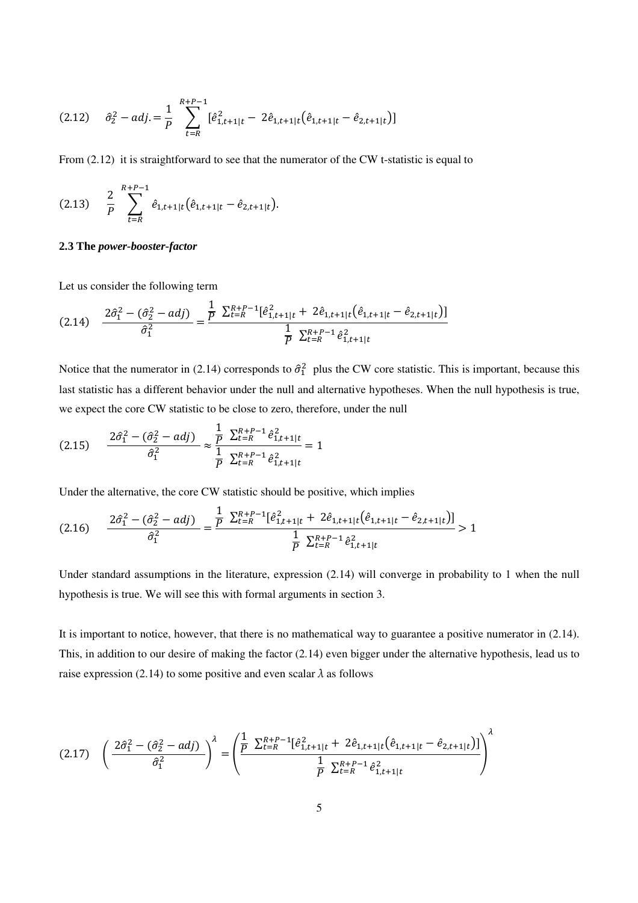$$(2.12) \quad \hat{\sigma}_2^2 - adj. = \frac{1}{P} \sum_{t=R}^{R+P-1} [\hat{e}_{1,t+1|t}^2 - 2\hat{e}_{1,t+1|t}(\hat{e}_{1,t+1|t} - \hat{e}_{2,t+1|t})]$$

From (2.12) it is straightforward to see that the numerator of the CW t-statistic is equal to

$$(2.13) \quad \frac{2}{P} \sum_{t=R}^{R+P-1} \hat{e}_{1,t+1|t}(\hat{e}_{1,t+1|t} - \hat{e}_{2,t+1|t}).$$

### 2.3 The *power-booster-factor*

Let us consider the following term

$$(2.14) \quad \frac{2\hat{\sigma}_1^2 - (\hat{\sigma}_2^2 - adj)}{\hat{\sigma}_1^2} = \frac{\frac{1}{P} \sum_{t=R}^{R+P-1}[\hat{e}_{1,t+1|t}^2 + 2\hat{e}_{1,t+1|t}(\hat{e}_{1,t+1|t} - \hat{e}_{2,t+1|t})]}{\frac{1}{P} \sum_{t=R}^{R+P-1} \hat{e}_{1,t+1|t}^2}$$

Notice that the numerator in (2.14) corresponds to $\hat{\sigma}_1^2$ plus the CW core statistic. This is important, because this last statistic has a different behavior under the null and alternative hypotheses. When the null hypothesis is true, we expect the core CW statistic to be close to zero, therefore, under the null

$$(2.15) \quad \frac{2\hat{\sigma}_1^2 - (\hat{\sigma}_2^2 - adj)}{\hat{\sigma}_1^2} \approx \frac{\frac{1}{P} \sum_{t=R}^{R+P-1} \hat{e}_{1,t+1|t}^2}{\frac{1}{P} \sum_{t=R}^{R+P-1} \hat{e}_{1,t+1|t}^2} = 1$$

Under the alternative, the core CW statistic should be positive, which implies

$$(2.16) \quad \frac{2\hat{\sigma}_1^2 - (\hat{\sigma}_2^2 - adj)}{\hat{\sigma}_1^2} = \frac{\frac{1}{P} \sum_{t=R}^{R+P-1}[\hat{e}_{1,t+1|t}^2 + 2\hat{e}_{1,t+1|t}(\hat{e}_{1,t+1|t} - \hat{e}_{2,t+1|t})]}{\frac{1}{P} \sum_{t=R}^{R+P-1} \hat{e}_{1,t+1|t}^2} > 1$$

Under standard assumptions in the literature, expression (2.14) will converge in probability to 1 when the null hypothesis is true. We will see this with formal arguments in section 3.

It is important to notice, however, that there is no mathematical way to guarantee a positive numerator in (2.14). This, in addition to our desire of making the factor (2.14) even bigger under the alternative hypothesis, lead us to raise expression (2.14) to some positive and even scalar $\lambda$ as follows

$$(2.17) \quad \left(\frac{2\hat{\sigma}_1^2 - (\hat{\sigma}_2^2 - adj)}{\hat{\sigma}_1^2}\right)^\lambda = \left(\frac{\frac{1}{P} \sum_{t=R}^{R+P-1}[\hat{e}_{1,t+1|t}^2 + 2\hat{e}_{1,t+1|t}(\hat{e}_{1,t+1|t} - \hat{e}_{2,t+1|t})]}{\frac{1}{P} \sum_{t=R}^{R+P-1} \hat{e}_{1,t+1|t}^2}\right)^\lambda$$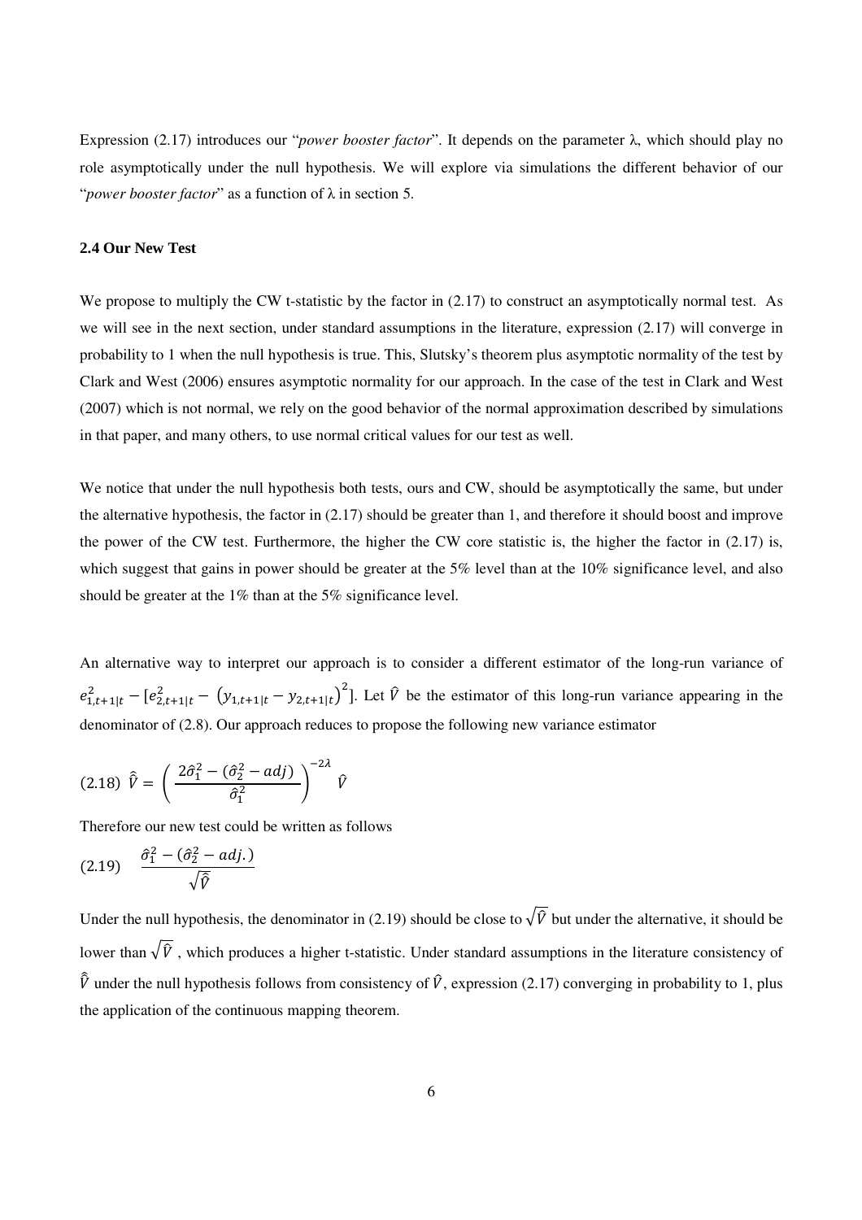Expression (2.17) introduces our "*power booster factor*". It depends on the parameter λ, which should play no role asymptotically under the null hypothesis. We will explore via simulations the different behavior of our "*power booster factor*" as a function of λ in section 5.

### 2.4 Our New Test

We propose to multiply the CW t-statistic by the factor in (2.17) to construct an asymptotically normal test. As we will see in the next section, under standard assumptions in the literature, expression (2.17) will converge in probability to 1 when the null hypothesis is true. This, Slutsky's theorem plus asymptotic normality of the test by Clark and West (2006) ensures asymptotic normality for our approach. In the case of the test in Clark and West (2007) which is not normal, we rely on the good behavior of the normal approximation described by simulations in that paper, and many others, to use normal critical values for our test as well.

We notice that under the null hypothesis both tests, ours and CW, should be asymptotically the same, but under the alternative hypothesis, the factor in (2.17) should be greater than 1, and therefore it should boost and improve the power of the CW test. Furthermore, the higher the CW core statistic is, the higher the factor in (2.17) is, which suggest that gains in power should be greater at the 5% level than at the 10% significance level, and also should be greater at the 1% than at the 5% significance level.

An alternative way to interpret our approach is to consider a different estimator of the long-run variance of $e^2_{1,t+1|t} - [e^2_{2,t+1|t} - (y_{1,t+1|t} - y_{2,t+1|t})^2]$. Let $\hat{V}$ be the estimator of this long-run variance appearing in the denominator of (2.8). Our approach reduces to propose the following new variance estimator

$$(2.18)\quad \hat{\hat{V}} = \left( \frac{2\hat{\sigma}^2_1 - (\hat{\sigma}^2_2 - adj)}{\hat{\sigma}^2_1} \right)^{-2\lambda} \hat{V}$$

Therefore our new test could be written as follows

$$(2.19)\quad \frac{\hat{\sigma}^2_1 - (\hat{\sigma}^2_2 - adj.)}{\sqrt{\hat{\hat{V}}}}$$

Under the null hypothesis, the denominator in (2.19) should be close to $\sqrt{\hat{V}}$ but under the alternative, it should be lower than $\sqrt{\hat{V}}$, which produces a higher t-statistic. Under standard assumptions in the literature consistency of $\hat{\hat{V}}$ under the null hypothesis follows from consistency of $\hat{V}$, expression (2.17) converging in probability to 1, plus the application of the continuous mapping theorem.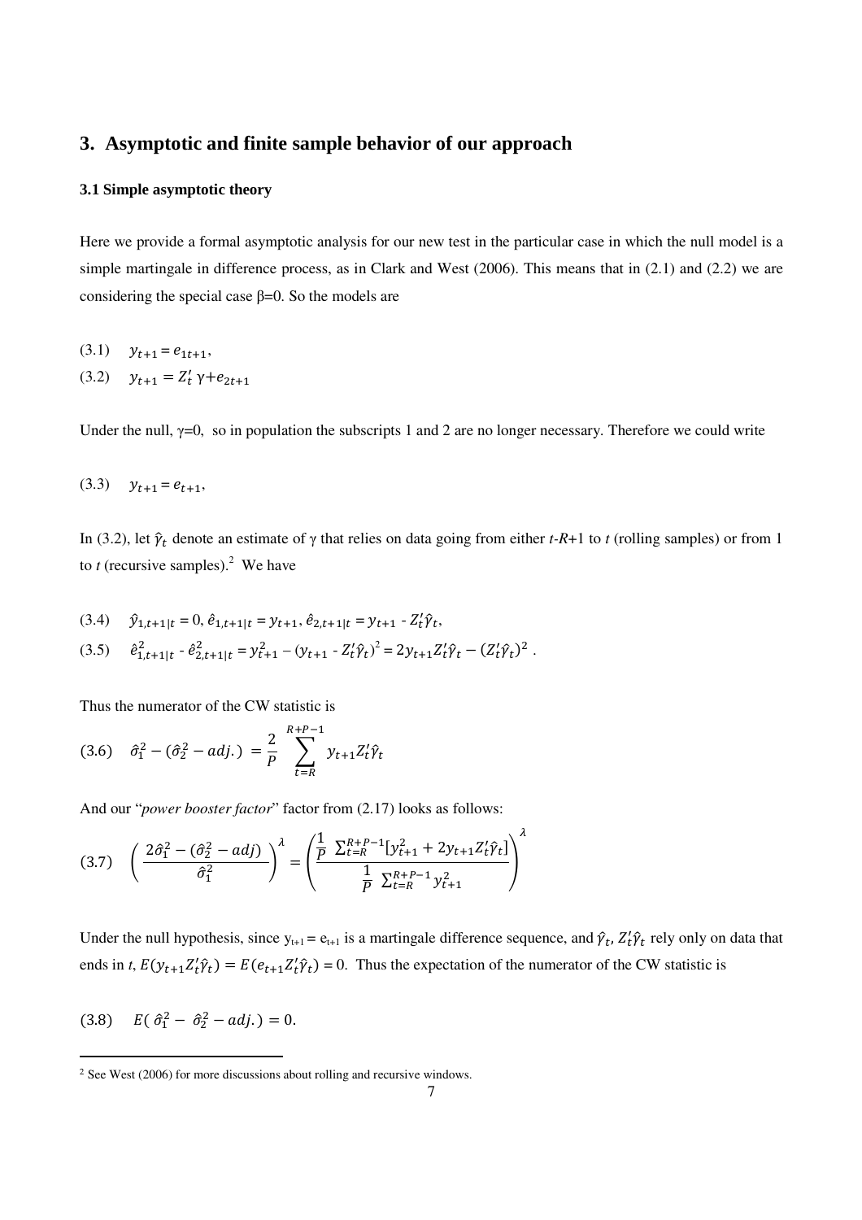## 3. Asymptotic and finite sample behavior of our approach

### 3.1 Simple asymptotic theory

Here we provide a formal asymptotic analysis for our new test in the particular case in which the null model is a simple martingale in difference process, as in Clark and West (2006). This means that in (2.1) and (2.2) we are considering the special case β=0. So the models are

(3.1) $\quad y_{t+1} = e_{1t+1},$

(3.2) $\quad y_{t+1} = Z_t' \gamma + e_{2t+1}$

Under the null, γ=0, so in population the subscripts 1 and 2 are no longer necessary. Therefore we could write

(3.3) $\quad y_{t+1} = e_{t+1},$

In (3.2), let $\hat{\gamma}_t$ denote an estimate of γ that relies on data going from either *t-R*+1 to *t* (rolling samples) or from 1 to *t* (recursive samples).[2] We have

(3.4) $\quad \hat{y}_{1,t+1|t} = 0,\ \hat{e}_{1,t+1|t} = y_{t+1},\ \hat{e}_{2,t+1|t} = y_{t+1} - Z_t'\hat{\gamma}_t,$

(3.5) $\quad \hat{e}^2_{1,t+1|t} - \hat{e}^2_{2,t+1|t} = y^2_{t+1} - (y_{t+1} - Z_t'\hat{\gamma}_t)^2 = 2y_{t+1}Z_t'\hat{\gamma}_t - (Z_t'\hat{\gamma}_t)^2 .$

Thus the numerator of the CW statistic is

(3.6) $$\hat{\sigma}_1^2 - (\hat{\sigma}_2^2 - adj.) = \frac{2}{P} \sum_{t=R}^{R+P-1} y_{t+1} Z_t' \hat{\gamma}_t$$

And our "*power booster factor*" factor from (2.17) looks as follows:

(3.7) $$\left( \frac{2\hat{\sigma}_1^2 - (\hat{\sigma}_2^2 - adj)}{\hat{\sigma}_1^2} \right)^{\lambda} = \left( \frac{\frac{1}{P} \sum_{t=R}^{R+P-1} [y^2_{t+1} + 2y_{t+1}Z_t'\hat{\gamma}_t]}{\frac{1}{P} \sum_{t=R}^{R+P-1} y^2_{t+1}} \right)^{\lambda}$$

Under the null hypothesis, since $y_{t+1} = e_{t+1}$ is a martingale difference sequence, and $\hat{\gamma}_t$, $Z_t'\hat{\gamma}_t$ rely only on data that ends in *t*, $E(y_{t+1}Z_t'\hat{\gamma}_t) = E(e_{t+1}Z_t'\hat{\gamma}_t) = 0$. Thus the expectation of the numerator of the CW statistic is

(3.8) $\quad E(\hat{\sigma}_1^2 - \hat{\sigma}_2^2 - adj.) = 0.$

[2] See West (2006) for more discussions about rolling and recursive windows.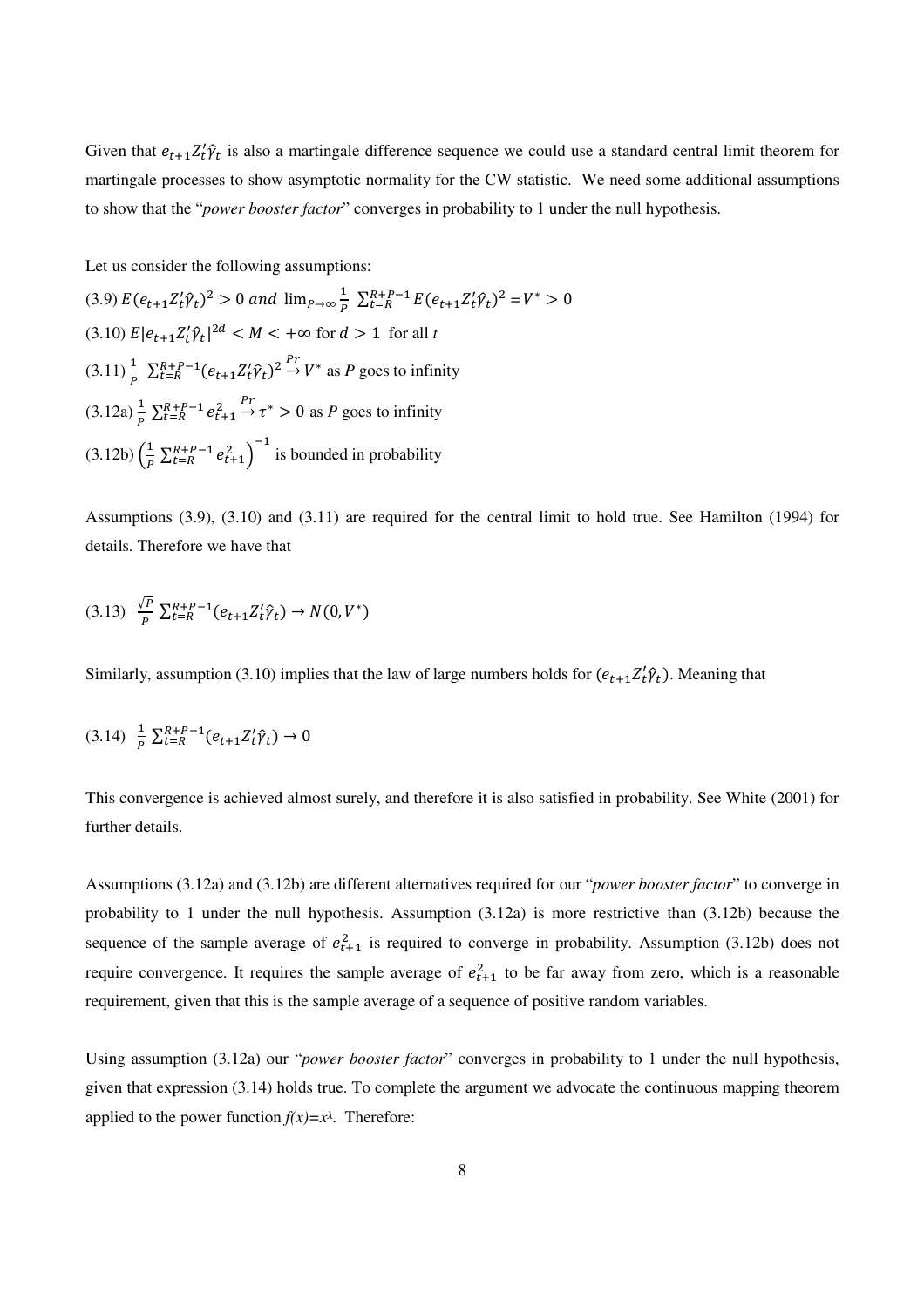Given that $e_{t+1}Z_t'\hat{\gamma}_t$ is also a martingale difference sequence we could use a standard central limit theorem for martingale processes to show asymptotic normality for the CW statistic. We need some additional assumptions to show that the "*power booster factor*" converges in probability to 1 under the null hypothesis.

Let us consider the following assumptions:

(3.9) $E(e_{t+1}Z_t'\hat{\gamma}_t)^2 > 0$ *and* $\lim_{P\to\infty}\frac{1}{P}\sum_{t=R}^{R+P-1}E(e_{t+1}Z_t'\hat{\gamma}_t)^2 = V^* > 0$

(3.10) $E|e_{t+1}Z_t'\hat{\gamma}_t|^{2d} < M < +\infty$ for $d > 1$ for all $t$

(3.11) $\frac{1}{P}\sum_{t=R}^{R+P-1}(e_{t+1}Z_t'\hat{\gamma}_t)^2 \overset{Pr}{\to} V^*$ as $P$ goes to infinity

(3.12a) $\frac{1}{P}\sum_{t=R}^{R+P-1}e_{t+1}^2 \overset{Pr}{\to} \tau^* > 0$ as $P$ goes to infinity

(3.12b) $\left(\frac{1}{P}\sum_{t=R}^{R+P-1}e_{t+1}^2\right)^{-1}$ is bounded in probability

Assumptions (3.9), (3.10) and (3.11) are required for the central limit to hold true. See Hamilton (1994) for details. Therefore we have that

$$(3.13)\quad \frac{\sqrt{P}}{P}\sum_{t=R}^{R+P-1}(e_{t+1}Z_t'\hat{\gamma}_t) \to N(0, V^*)$$

Similarly, assumption (3.10) implies that the law of large numbers holds for $(e_{t+1}Z_t'\hat{\gamma}_t)$. Meaning that

$$(3.14)\quad \frac{1}{P}\sum_{t=R}^{R+P-1}(e_{t+1}Z_t'\hat{\gamma}_t) \to 0$$

This convergence is achieved almost surely, and therefore it is also satisfied in probability. See White (2001) for further details.

Assumptions (3.12a) and (3.12b) are different alternatives required for our "*power booster factor*" to converge in probability to 1 under the null hypothesis. Assumption (3.12a) is more restrictive than (3.12b) because the sequence of the sample average of $e_{t+1}^2$ is required to converge in probability. Assumption (3.12b) does not require convergence. It requires the sample average of $e_{t+1}^2$ to be far away from zero, which is a reasonable requirement, given that this is the sample average of a sequence of positive random variables.

Using assumption (3.12a) our "*power booster factor*" converges in probability to 1 under the null hypothesis, given that expression (3.14) holds true. To complete the argument we advocate the continuous mapping theorem applied to the power function $f(x)=x^{\lambda}$. Therefore: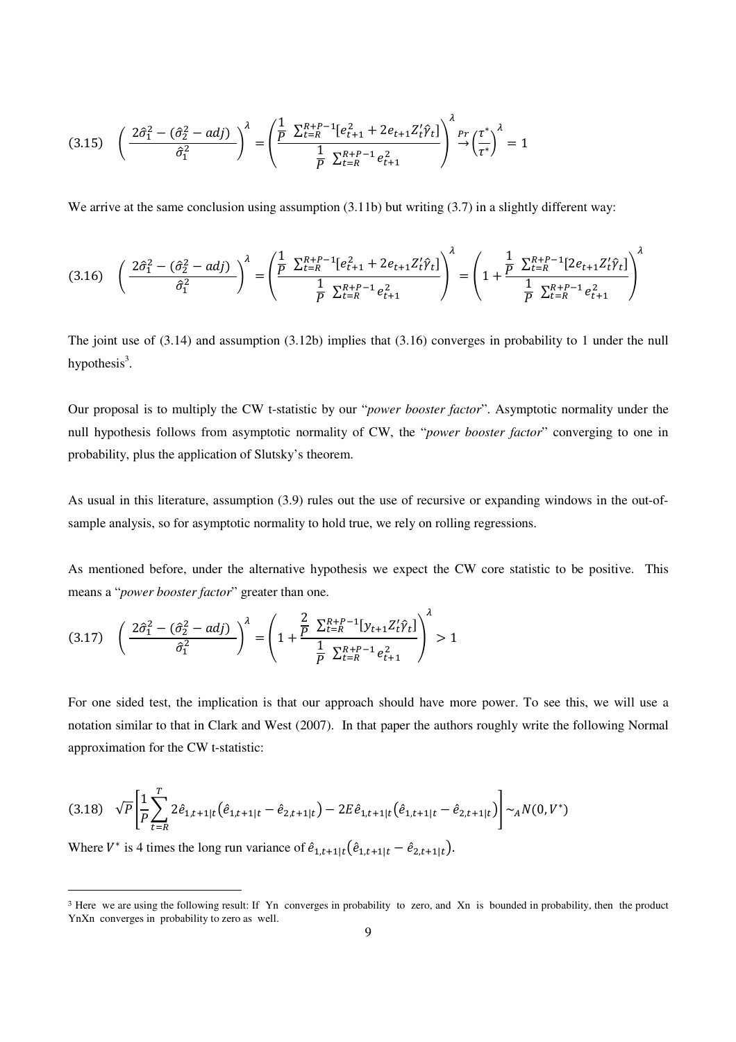$$(3.15)\quad \left(\frac{2\hat{\sigma}_1^2-(\hat{\sigma}_2^2-adj)}{\hat{\sigma}_1^2}\right)^{\lambda}=\left(\frac{\frac{1}{P}\ \sum_{t=R}^{R+P-1}[e_{t+1}^2+2e_{t+1}Z_t'\hat{\gamma}_t]}{\frac{1}{P}\ \sum_{t=R}^{R+P-1}e_{t+1}^2}\right)^{\lambda}\overset{Pr}{\rightarrow}\left(\frac{\tau^*}{\tau^*}\right)^{\lambda}=1$$

We arrive at the same conclusion using assumption (3.11b) but writing (3.7) in a slightly different way:

$$(3.16)\quad \left(\frac{2\hat{\sigma}_1^2-(\hat{\sigma}_2^2-adj)}{\hat{\sigma}_1^2}\right)^{\lambda}=\left(\frac{\frac{1}{P}\ \sum_{t=R}^{R+P-1}[e_{t+1}^2+2e_{t+1}Z_t'\hat{\gamma}_t]}{\frac{1}{P}\ \sum_{t=R}^{R+P-1}e_{t+1}^2}\right)^{\lambda}=\left(1+\frac{\frac{1}{P}\ \sum_{t=R}^{R+P-1}[2e_{t+1}Z_t'\hat{\gamma}_t]}{\frac{1}{P}\ \sum_{t=R}^{R+P-1}e_{t+1}^2}\right)^{\lambda}$$

The joint use of (3.14) and assumption (3.12b) implies that (3.16) converges in probability to 1 under the null hypothesis[3].

Our proposal is to multiply the CW t-statistic by our "*power booster factor*". Asymptotic normality under the null hypothesis follows from asymptotic normality of CW, the "*power booster factor*" converging to one in probability, plus the application of Slutsky's theorem.

As usual in this literature, assumption (3.9) rules out the use of recursive or expanding windows in the out-of-sample analysis, so for asymptotic normality to hold true, we rely on rolling regressions.

As mentioned before, under the alternative hypothesis we expect the CW core statistic to be positive. This means a "*power booster factor*" greater than one.

$$(3.17)\quad \left(\frac{2\hat{\sigma}_1^2-(\hat{\sigma}_2^2-adj)}{\hat{\sigma}_1^2}\right)^{\lambda}=\left(1+\frac{\frac{2}{P}\ \sum_{t=R}^{R+P-1}[y_{t+1}Z_t'\hat{\gamma}_t]}{\frac{1}{P}\ \sum_{t=R}^{R+P-1}e_{t+1}^2}\right)^{\lambda}>1$$

For one sided test, the implication is that our approach should have more power. To see this, we will use a notation similar to that in Clark and West (2007). In that paper the authors roughly write the following Normal approximation for the CW t-statistic:

$$(3.18)\quad \sqrt{P}\left[\frac{1}{P}\sum_{t=R}^{T}2\hat{e}_{1,t+1|t}\left(\hat{e}_{1,t+1|t}-\hat{e}_{2,t+1|t}\right)-2E\hat{e}_{1,t+1|t}\left(\hat{e}_{1,t+1|t}-\hat{e}_{2,t+1|t}\right)\right]\sim_A N(0,V^*)$$

Where $V^*$ is 4 times the long run variance of $\hat{e}_{1,t+1|t}\left(\hat{e}_{1,t+1|t}-\hat{e}_{2,t+1|t}\right)$.

[3] Here we are using the following result: If Yn converges in probability to zero, and Xn is bounded in probability, then the product YnXn converges in probability to zero as well.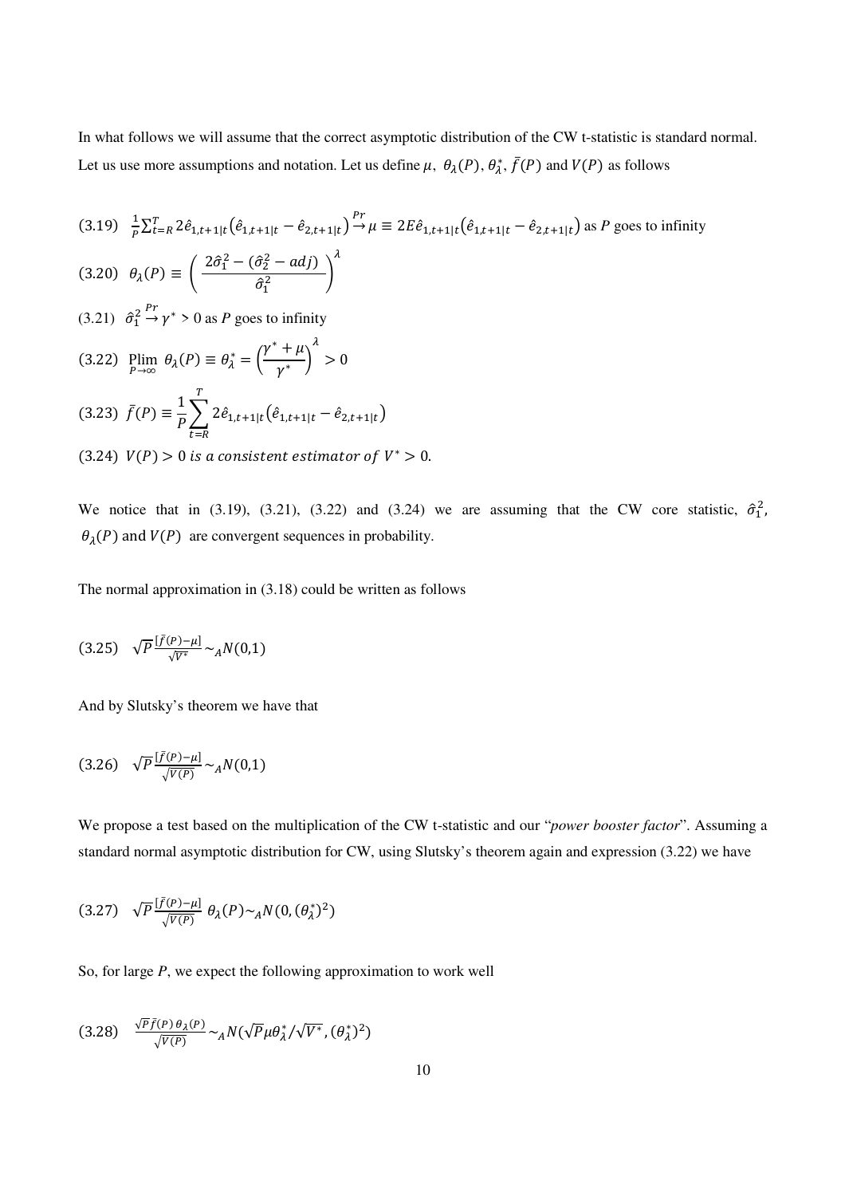In what follows we will assume that the correct asymptotic distribution of the CW t-statistic is standard normal. Let us use more assumptions and notation. Let us define $\mu$, $\theta_\lambda(P)$, $\theta_\lambda^*$, $\bar{f}(P)$ and $V(P)$ as follows

(3.19) $\frac{1}{P}\sum_{t=R}^{T} 2\hat{e}_{1,t+1|t}\left(\hat{e}_{1,t+1|t} - \hat{e}_{2,t+1|t}\right) \overset{Pr}{\rightarrow} \mu \equiv 2E\hat{e}_{1,t+1|t}\left(\hat{e}_{1,t+1|t} - \hat{e}_{2,t+1|t}\right)$ as $P$ goes to infinity

(3.20) $\theta_\lambda(P) \equiv \left(\dfrac{2\hat{\sigma}_1^2 - (\hat{\sigma}_2^2 - adj)}{\hat{\sigma}_1^2}\right)^\lambda$

(3.21) $\hat{\sigma}_1^2 \overset{Pr}{\rightarrow} \gamma^* > 0$ as $P$ goes to infinity

(3.22) $\underset{P\to\infty}{\text{Plim}}\ \theta_\lambda(P) \equiv \theta_\lambda^* = \left(\dfrac{\gamma^* + \mu}{\gamma^*}\right)^\lambda > 0$

(3.23) $\bar{f}(P) \equiv \dfrac{1}{P}\displaystyle\sum_{t=R}^{T} 2\hat{e}_{1,t+1|t}\left(\hat{e}_{1,t+1|t} - \hat{e}_{2,t+1|t}\right)$

(3.24) $V(P) > 0\ is\ a\ consistent\ estimator\ of\ V^* > 0.$

We notice that in (3.19), (3.21), (3.22) and (3.24) we are assuming that the CW core statistic, $\hat{\sigma}_1^2$, $\theta_\lambda(P)$ and $V(P)$ are convergent sequences in probability.

The normal approximation in (3.18) could be written as follows

(3.25) $\sqrt{P}\frac{[\bar{f}(P)-\mu]}{\sqrt{V^*}} \sim_A N(0,1)$

And by Slutsky's theorem we have that

(3.26) $\sqrt{P}\frac{[\bar{f}(P)-\mu]}{\sqrt{V(P)}} \sim_A N(0,1)$

We propose a test based on the multiplication of the CW t-statistic and our "*power booster factor*". Assuming a standard normal asymptotic distribution for CW, using Slutsky's theorem again and expression (3.22) we have

(3.27) $\sqrt{P}\frac{[\bar{f}(P)-\mu]}{\sqrt{V(P)}}\ \theta_\lambda(P) \sim_A N(0, (\theta_\lambda^*)^2)$

So, for large $P$, we expect the following approximation to work well

(3.28) $\frac{\sqrt{P}\bar{f}(P)\,\theta_\lambda(P)}{\sqrt{V(P)}} \sim_A N(\sqrt{P}\mu\theta_\lambda^*/\sqrt{V^*}, (\theta_\lambda^*)^2)$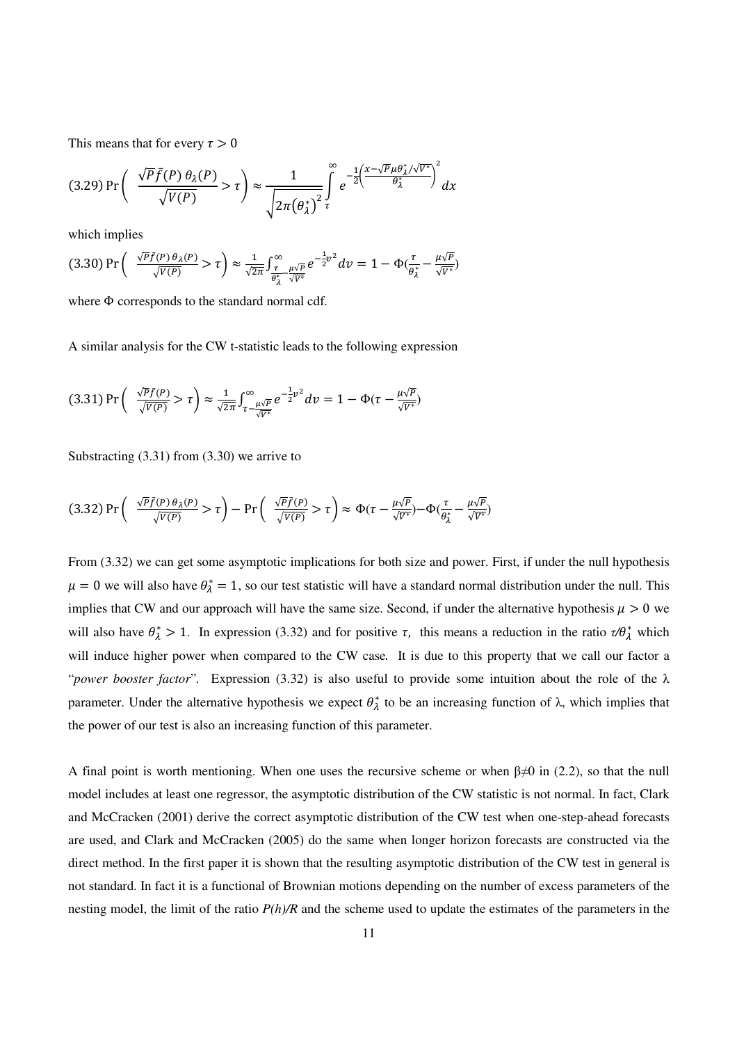This means that for every $\tau > 0$

$$(3.29)\ \Pr\left( \frac{\sqrt{P}\bar{f}(P)\,\theta_\lambda(P)}{\sqrt{V(P)}} > \tau \right) \approx \frac{1}{\sqrt{2\pi\left(\theta_\lambda^*\right)^2}} \int_\tau^\infty e^{-\frac{1}{2}\left(\frac{x-\sqrt{P}\mu\theta_\lambda^*/\sqrt{V^*}}{\theta_\lambda^*}\right)^2} dx$$

which implies

$$(3.30)\ \Pr\left( \frac{\sqrt{P}\bar{f}(P)\,\theta_\lambda(P)}{\sqrt{V(P)}} > \tau \right) \approx \frac{1}{\sqrt{2\pi}} \int_{\frac{\tau}{\theta_\lambda^*}-\frac{\mu\sqrt{P}}{\sqrt{V^*}}}^\infty e^{-\frac{1}{2}v^2} dv = 1 - \Phi\left(\frac{\tau}{\theta_\lambda^*} - \frac{\mu\sqrt{P}}{\sqrt{V^*}}\right)$$

where $\Phi$ corresponds to the standard normal cdf.

A similar analysis for the CW t-statistic leads to the following expression

$$(3.31)\ \Pr\left( \frac{\sqrt{P}\bar{f}(P)}{\sqrt{V(P)}} > \tau \right) \approx \frac{1}{\sqrt{2\pi}} \int_{\tau-\frac{\mu\sqrt{P}}{\sqrt{V^*}}}^\infty e^{-\frac{1}{2}v^2} dv = 1 - \Phi\left(\tau - \frac{\mu\sqrt{P}}{\sqrt{V^*}}\right)$$

Substracting (3.31) from (3.30) we arrive to

$$(3.32)\ \Pr\left( \frac{\sqrt{P}\bar{f}(P)\,\theta_\lambda(P)}{\sqrt{V(P)}} > \tau \right) - \Pr\left( \frac{\sqrt{P}\bar{f}(P)}{\sqrt{V(P)}} > \tau \right) \approx \Phi\left(\tau - \frac{\mu\sqrt{P}}{\sqrt{V^*}}\right) - \Phi\left(\frac{\tau}{\theta_\lambda^*} - \frac{\mu\sqrt{P}}{\sqrt{V^*}}\right)$$

From (3.32) we can get some asymptotic implications for both size and power. First, if under the null hypothesis $\mu = 0$ we will also have $\theta_\lambda^* = 1$, so our test statistic will have a standard normal distribution under the null. This implies that CW and our approach will have the same size. Second, if under the alternative hypothesis $\mu > 0$ we will also have $\theta_\lambda^* > 1$. In expression (3.32) and for positive $\tau$, this means a reduction in the ratio $\tau/\theta_\lambda^*$ which will induce higher power when compared to the CW case. It is due to this property that we call our factor a "*power booster factor*". Expression (3.32) is also useful to provide some intuition about the role of the λ parameter. Under the alternative hypothesis we expect $\theta_\lambda^*$ to be an increasing function of λ, which implies that the power of our test is also an increasing function of this parameter.

A final point is worth mentioning. When one uses the recursive scheme or when $\beta \neq 0$ in (2.2), so that the null model includes at least one regressor, the asymptotic distribution of the CW statistic is not normal. In fact, Clark and McCracken (2001) derive the correct asymptotic distribution of the CW test when one-step-ahead forecasts are used, and Clark and McCracken (2005) do the same when longer horizon forecasts are constructed via the direct method. In the first paper it is shown that the resulting asymptotic distribution of the CW test in general is not standard. In fact it is a functional of Brownian motions depending on the number of excess parameters of the nesting model, the limit of the ratio *P(h)/R* and the scheme used to update the estimates of the parameters in the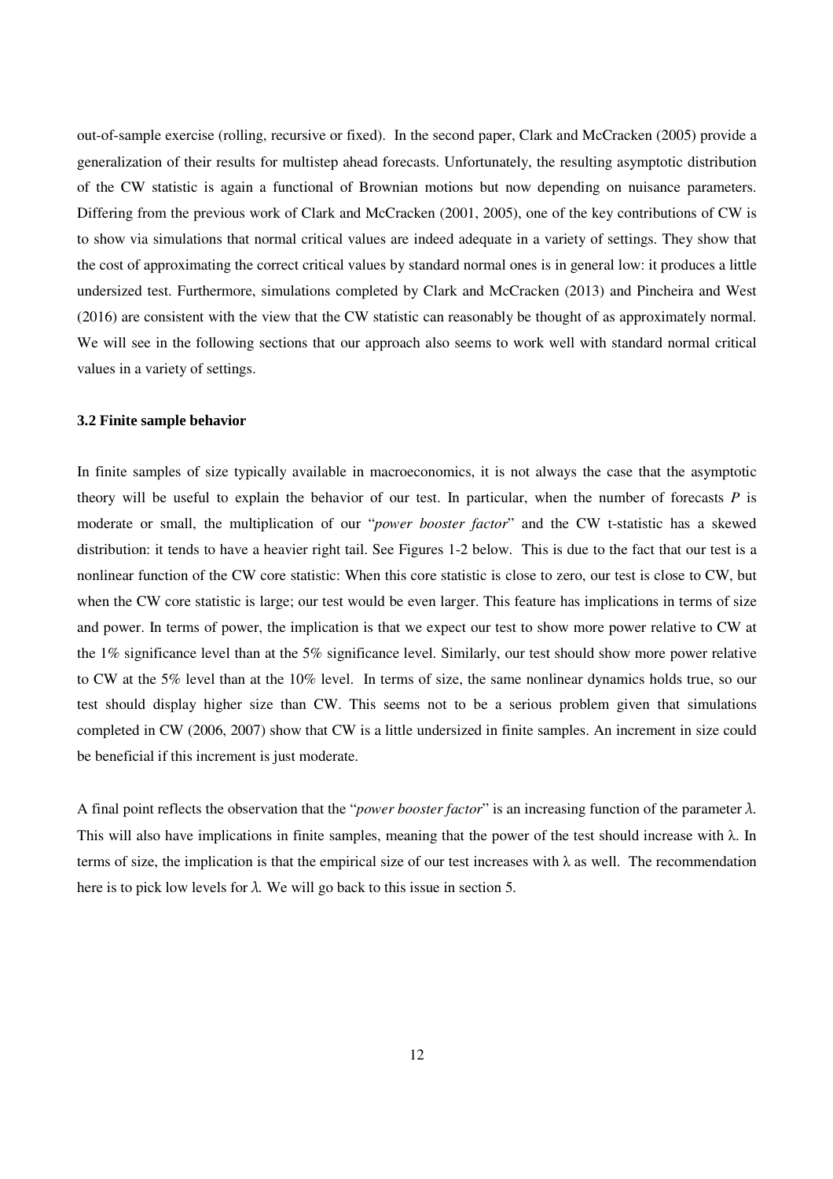out-of-sample exercise (rolling, recursive or fixed). In the second paper, Clark and McCracken (2005) provide a generalization of their results for multistep ahead forecasts. Unfortunately, the resulting asymptotic distribution of the CW statistic is again a functional of Brownian motions but now depending on nuisance parameters. Differing from the previous work of Clark and McCracken (2001, 2005), one of the key contributions of CW is to show via simulations that normal critical values are indeed adequate in a variety of settings. They show that the cost of approximating the correct critical values by standard normal ones is in general low: it produces a little undersized test. Furthermore, simulations completed by Clark and McCracken (2013) and Pincheira and West (2016) are consistent with the view that the CW statistic can reasonably be thought of as approximately normal. We will see in the following sections that our approach also seems to work well with standard normal critical values in a variety of settings.

### 3.2 Finite sample behavior

In finite samples of size typically available in macroeconomics, it is not always the case that the asymptotic theory will be useful to explain the behavior of our test. In particular, when the number of forecasts $P$ is moderate or small, the multiplication of our "*power booster factor*" and the CW t-statistic has a skewed distribution: it tends to have a heavier right tail. See Figures 1-2 below. This is due to the fact that our test is a nonlinear function of the CW core statistic: When this core statistic is close to zero, our test is close to CW, but when the CW core statistic is large; our test would be even larger. This feature has implications in terms of size and power. In terms of power, the implication is that we expect our test to show more power relative to CW at the 1% significance level than at the 5% significance level. Similarly, our test should show more power relative to CW at the 5% level than at the 10% level. In terms of size, the same nonlinear dynamics holds true, so our test should display higher size than CW. This seems not to be a serious problem given that simulations completed in CW (2006, 2007) show that CW is a little undersized in finite samples. An increment in size could be beneficial if this increment is just moderate.

A final point reflects the observation that the "*power booster factor*" is an increasing function of the parameter $\lambda$. This will also have implications in finite samples, meaning that the power of the test should increase with $\lambda$. In terms of size, the implication is that the empirical size of our test increases with $\lambda$ as well. The recommendation here is to pick low levels for $\lambda$. We will go back to this issue in section 5.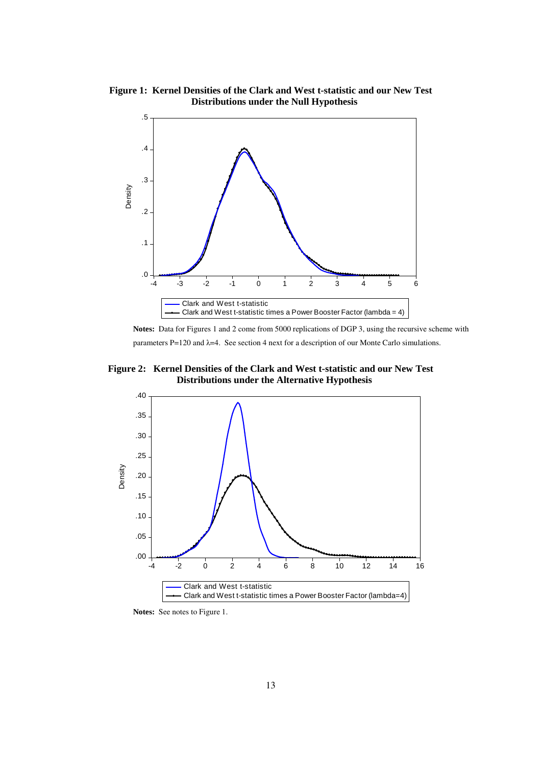**Figure 1: Kernel Densities of the Clark and West t-statistic and our New Test Distributions under the Null Hypothesis**

**Notes:** Data for Figures 1 and 2 come from 5000 replications of DGP 3, using the recursive scheme with parameters P=120 and λ=4. See section 4 next for a description of our Monte Carlo simulations.

**Figure 2: Kernel Densities of the Clark and West t-statistic and our New Test Distributions under the Alternative Hypothesis**

**Notes:** See notes to Figure 1.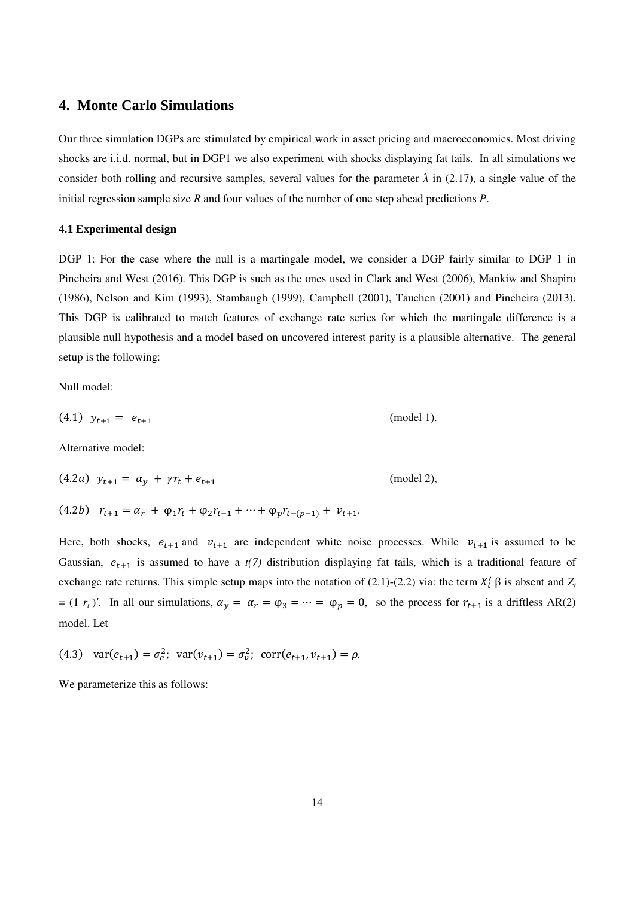## 4. Monte Carlo Simulations

Our three simulation DGPs are stimulated by empirical work in asset pricing and macroeconomics. Most driving shocks are i.i.d. normal, but in DGP1 we also experiment with shocks displaying fat tails. In all simulations we consider both rolling and recursive samples, several values for the parameter $\lambda$ in (2.17), a single value of the initial regression sample size *R* and four values of the number of one step ahead predictions *P*.

### 4.1 Experimental design

DGP 1: For the case where the null is a martingale model, we consider a DGP fairly similar to DGP 1 in Pincheira and West (2016). This DGP is such as the ones used in Clark and West (2006), Mankiw and Shapiro (1986), Nelson and Kim (1993), Stambaugh (1999), Campbell (2001), Tauchen (2001) and Pincheira (2013). This DGP is calibrated to match features of exchange rate series for which the martingale difference is a plausible null hypothesis and a model based on uncovered interest parity is a plausible alternative. The general setup is the following:

Null model:

$$(4.1) \quad y_{t+1} = e_{t+1} \qquad \text{(model 1).}$$

Alternative model:

$$(4.2a) \quad y_{t+1} = \alpha_y + \gamma r_t + e_{t+1} \qquad \text{(model 2),}$$

$$(4.2b) \quad r_{t+1} = \alpha_r + \varphi_1 r_t + \varphi_2 r_{t-1} + \cdots + \varphi_p r_{t-(p-1)} + v_{t+1}.$$

Here, both shocks, $e_{t+1}$ and $v_{t+1}$ are independent white noise processes. While $v_{t+1}$ is assumed to be Gaussian, $e_{t+1}$ is assumed to have a *t(7)* distribution displaying fat tails, which is a traditional feature of exchange rate returns. This simple setup maps into the notation of (2.1)-(2.2) via: the term $X_t'\beta$ is absent and $Z_t = (1 \ r_t)'$. In all our simulations, $\alpha_y = \alpha_r = \varphi_3 = \cdots = \varphi_p = 0$, so the process for $r_{t+1}$ is a driftless AR(2) model. Let

$$(4.3) \quad \text{var}(e_{t+1}) = \sigma_e^2; \ \ \text{var}(v_{t+1}) = \sigma_v^2; \ \ \text{corr}(e_{t+1}, v_{t+1}) = \rho.$$

We parameterize this as follows: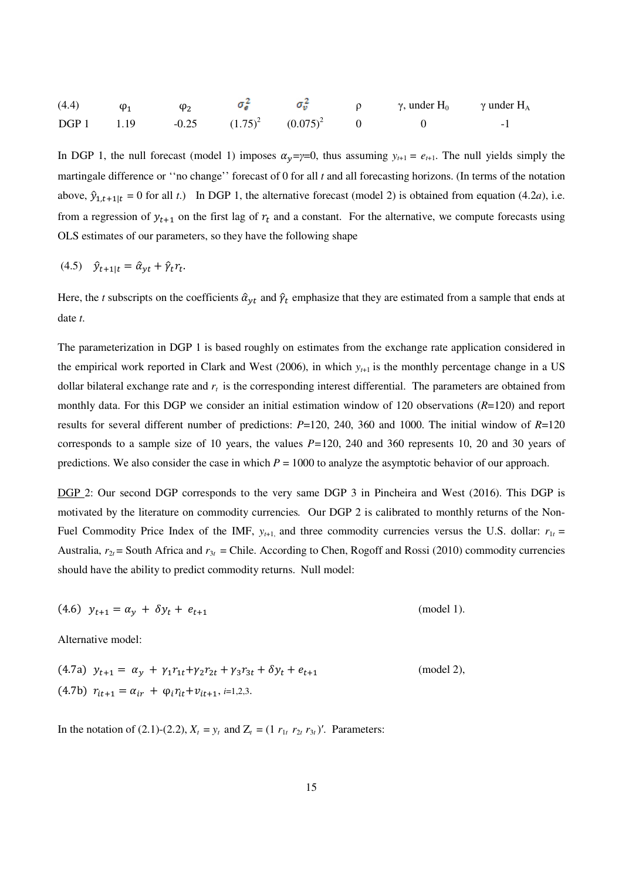| (4.4) | $\varphi_1$ | $\varphi_2$ | $\sigma_e^2$ | $\sigma_v^2$ | $\rho$ | $\gamma$, under $H_0$ | $\gamma$ under $H_A$ |
|---|---|---|---|---|---|---|---|
| DGP 1 | 1.19 | -0.25 | $(1.75)^2$ | $(0.075)^2$ | 0 | 0 | -1 |

In DGP 1, the null forecast (model 1) imposes $\alpha_y=\gamma=0$, thus assuming $y_{t+1} = e_{t+1}$. The null yields simply the martingale difference or ''no change'' forecast of 0 for all $t$ and all forecasting horizons. (In terms of the notation above, $\hat{y}_{1,t+1|t} = 0$ for all $t$.) In DGP 1, the alternative forecast (model 2) is obtained from equation (4.2*a*), i.e. from a regression of $y_{t+1}$ on the first lag of $r_t$ and a constant. For the alternative, we compute forecasts using OLS estimates of our parameters, so they have the following shape

$$\text{(4.5)} \quad \hat{y}_{t+1|t} = \hat{\alpha}_{yt} + \hat{\gamma}_t r_t.$$

Here, the $t$ subscripts on the coefficients $\hat{\alpha}_{yt}$ and $\hat{\gamma}_t$ emphasize that they are estimated from a sample that ends at date $t$.

The parameterization in DGP 1 is based roughly on estimates from the exchange rate application considered in the empirical work reported in Clark and West (2006), in which $y_{t+1}$ is the monthly percentage change in a US dollar bilateral exchange rate and $r_t$ is the corresponding interest differential. The parameters are obtained from monthly data. For this DGP we consider an initial estimation window of 120 observations ($R$=120) and report results for several different number of predictions: $P$=120, 240, 360 and 1000. The initial window of $R$=120 corresponds to a sample size of 10 years, the values $P$=120, 240 and 360 represents 10, 20 and 30 years of predictions. We also consider the case in which $P$ = 1000 to analyze the asymptotic behavior of our approach.

DGP 2: Our second DGP corresponds to the very same DGP 3 in Pincheira and West (2016). This DGP is motivated by the literature on commodity currencies. Our DGP 2 is calibrated to monthly returns of the Non-Fuel Commodity Price Index of the IMF, $y_{t+1}$, and three commodity currencies versus the U.S. dollar: $r_{1t}$ = Australia, $r_{2t}$ = South Africa and $r_{3t}$ = Chile. According to Chen, Rogoff and Rossi (2010) commodity currencies should have the ability to predict commodity returns. Null model:

$$\text{(4.6)} \quad y_{t+1} = \alpha_y + \delta y_t + e_{t+1} \qquad \text{(model 1).}$$

Alternative model:

$$\text{(4.7a)} \quad y_{t+1} = \alpha_y + \gamma_1 r_{1t} + \gamma_2 r_{2t} + \gamma_3 r_{3t} + \delta y_t + e_{t+1} \qquad \text{(model 2),}$$

$$\text{(4.7b)} \quad r_{it+1} = \alpha_{ir} + \varphi_i r_{it} + v_{it+1}, \; i=1,2,3.$$

In the notation of (2.1)-(2.2), $X_t = y_t$ and $Z_t = (1\ r_{1t}\ r_{2t}\ r_{3t})'$. Parameters: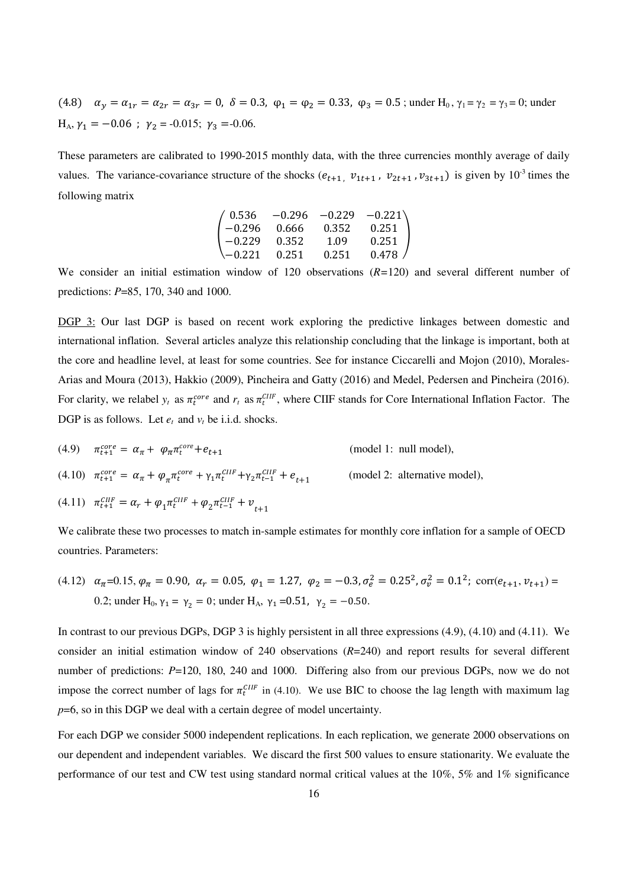(4.8) $\alpha_y = \alpha_{1r} = \alpha_{2r} = \alpha_{3r} = 0,\ \delta = 0.3,\ \varphi_1 = \varphi_2 = 0.33,\ \varphi_3 = 0.5$ ; under $H_0$, $\gamma_1 = \gamma_2 = \gamma_3 = 0$; under $H_A$, $\gamma_1 = -0.06$ ; $\gamma_2 = -0.015$; $\gamma_3 = -0.06$.

These parameters are calibrated to 1990-2015 monthly data, with the three currencies monthly average of daily values. The variance-covariance structure of the shocks $(e_{t+1},\ v_{1t+1},\ v_{2t+1}, v_{3t+1})$ is given by $10^{-3}$ times the following matrix

$$\begin{pmatrix} 0.536 & -0.296 & -0.229 & -0.221 \\ -0.296 & 0.666 & 0.352 & 0.251 \\ -0.229 & 0.352 & 1.09 & 0.251 \\ -0.221 & 0.251 & 0.251 & 0.478 \end{pmatrix}$$

We consider an initial estimation window of 120 observations ($R$=120) and several different number of predictions: $P$=85, 170, 340 and 1000.

DGP 3: Our last DGP is based on recent work exploring the predictive linkages between domestic and international inflation. Several articles analyze this relationship concluding that the linkage is important, both at the core and headline level, at least for some countries. See for instance Ciccarelli and Mojon (2010), Morales-Arias and Moura (2013), Hakkio (2009), Pincheira and Gatty (2016) and Medel, Pedersen and Pincheira (2016). For clarity, we relabel $y_t$ as $\pi_t^{core}$ and $r_t$ as $\pi_t^{CIIF}$, where CIIF stands for Core International Inflation Factor. The DGP is as follows. Let $e_t$ and $v_t$ be i.i.d. shocks.

(4.9) $\pi_{t+1}^{core} = \alpha_\pi + \varphi_\pi \pi_t^{core} + e_{t+1}$ (model 1: null model),

(4.10) $\pi_{t+1}^{core} = \alpha_\pi + \varphi_\pi \pi_t^{core} + \gamma_1 \pi_t^{CIIF} + \gamma_2 \pi_{t-1}^{CIIF} + e_{t+1}$ (model 2: alternative model),

(4.11) $\pi_{t+1}^{CIIF} = \alpha_r + \varphi_1 \pi_t^{CIIF} + \varphi_2 \pi_{t-1}^{CIIF} + v_{t+1}$

We calibrate these two processes to match in-sample estimates for monthly core inflation for a sample of OECD countries. Parameters:

(4.12) $\alpha_\pi$=0.15, $\varphi_\pi = 0.90,\ \alpha_r = 0.05,\ \varphi_1 = 1.27,\ \varphi_2 = -0.3, \sigma_e^2 = 0.25^2, \sigma_v^2 = 0.1^2$; $\text{corr}(e_{t+1}, v_{t+1})$ = 0.2; under $H_0$, $\gamma_1 = \gamma_2 = 0$; under $H_A$, $\gamma_1$ =0.51, $\gamma_2 = -0.50$.

In contrast to our previous DGPs, DGP 3 is highly persistent in all three expressions (4.9), (4.10) and (4.11). We consider an initial estimation window of 240 observations ($R$=240) and report results for several different number of predictions: $P$=120, 180, 240 and 1000. Differing also from our previous DGPs, now we do not impose the correct number of lags for $\pi_t^{CIIF}$ in (4.10). We use BIC to choose the lag length with maximum lag $p$=6, so in this DGP we deal with a certain degree of model uncertainty.

For each DGP we consider 5000 independent replications. In each replication, we generate 2000 observations on our dependent and independent variables. We discard the first 500 values to ensure stationarity. We evaluate the performance of our test and CW test using standard normal critical values at the 10%, 5% and 1% significance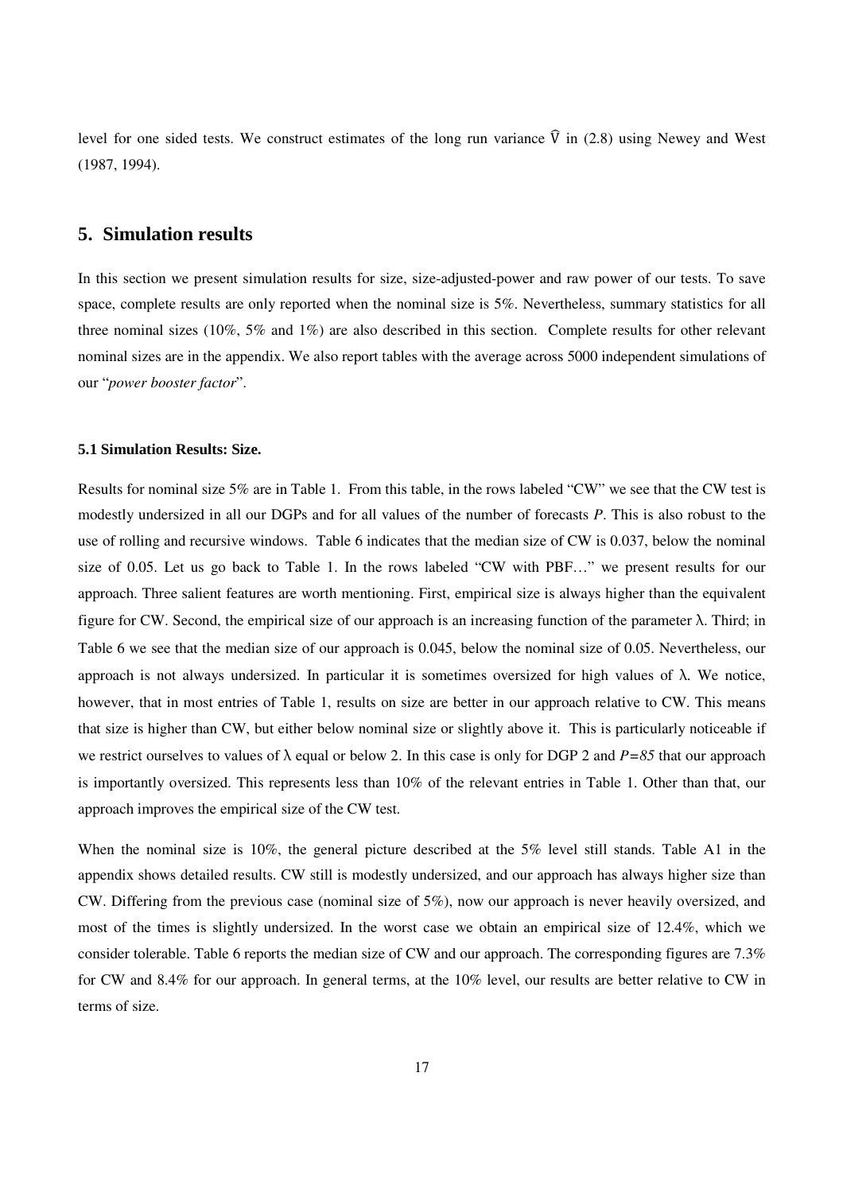level for one sided tests. We construct estimates of the long run variance $\widehat{V}$ in (2.8) using Newey and West (1987, 1994).

## 5. Simulation results

In this section we present simulation results for size, size-adjusted-power and raw power of our tests. To save space, complete results are only reported when the nominal size is 5%. Nevertheless, summary statistics for all three nominal sizes (10%, 5% and 1%) are also described in this section. Complete results for other relevant nominal sizes are in the appendix. We also report tables with the average across 5000 independent simulations of our "*power booster factor*".

### 5.1 Simulation Results: Size.

Results for nominal size 5% are in Table 1. From this table, in the rows labeled "CW" we see that the CW test is modestly undersized in all our DGPs and for all values of the number of forecasts *P*. This is also robust to the use of rolling and recursive windows. Table 6 indicates that the median size of CW is 0.037, below the nominal size of 0.05. Let us go back to Table 1. In the rows labeled "CW with PBF…" we present results for our approach. Three salient features are worth mentioning. First, empirical size is always higher than the equivalent figure for CW. Second, the empirical size of our approach is an increasing function of the parameter $\lambda$. Third; in Table 6 we see that the median size of our approach is 0.045, below the nominal size of 0.05. Nevertheless, our approach is not always undersized. In particular it is sometimes oversized for high values of $\lambda$. We notice, however, that in most entries of Table 1, results on size are better in our approach relative to CW. This means that size is higher than CW, but either below nominal size or slightly above it. This is particularly noticeable if we restrict ourselves to values of $\lambda$ equal or below 2. In this case is only for DGP 2 and $P=85$ that our approach is importantly oversized. This represents less than 10% of the relevant entries in Table 1. Other than that, our approach improves the empirical size of the CW test.

When the nominal size is 10%, the general picture described at the 5% level still stands. Table A1 in the appendix shows detailed results. CW still is modestly undersized, and our approach has always higher size than CW. Differing from the previous case (nominal size of 5%), now our approach is never heavily oversized, and most of the times is slightly undersized. In the worst case we obtain an empirical size of 12.4%, which we consider tolerable. Table 6 reports the median size of CW and our approach. The corresponding figures are 7.3% for CW and 8.4% for our approach. In general terms, at the 10% level, our results are better relative to CW in terms of size.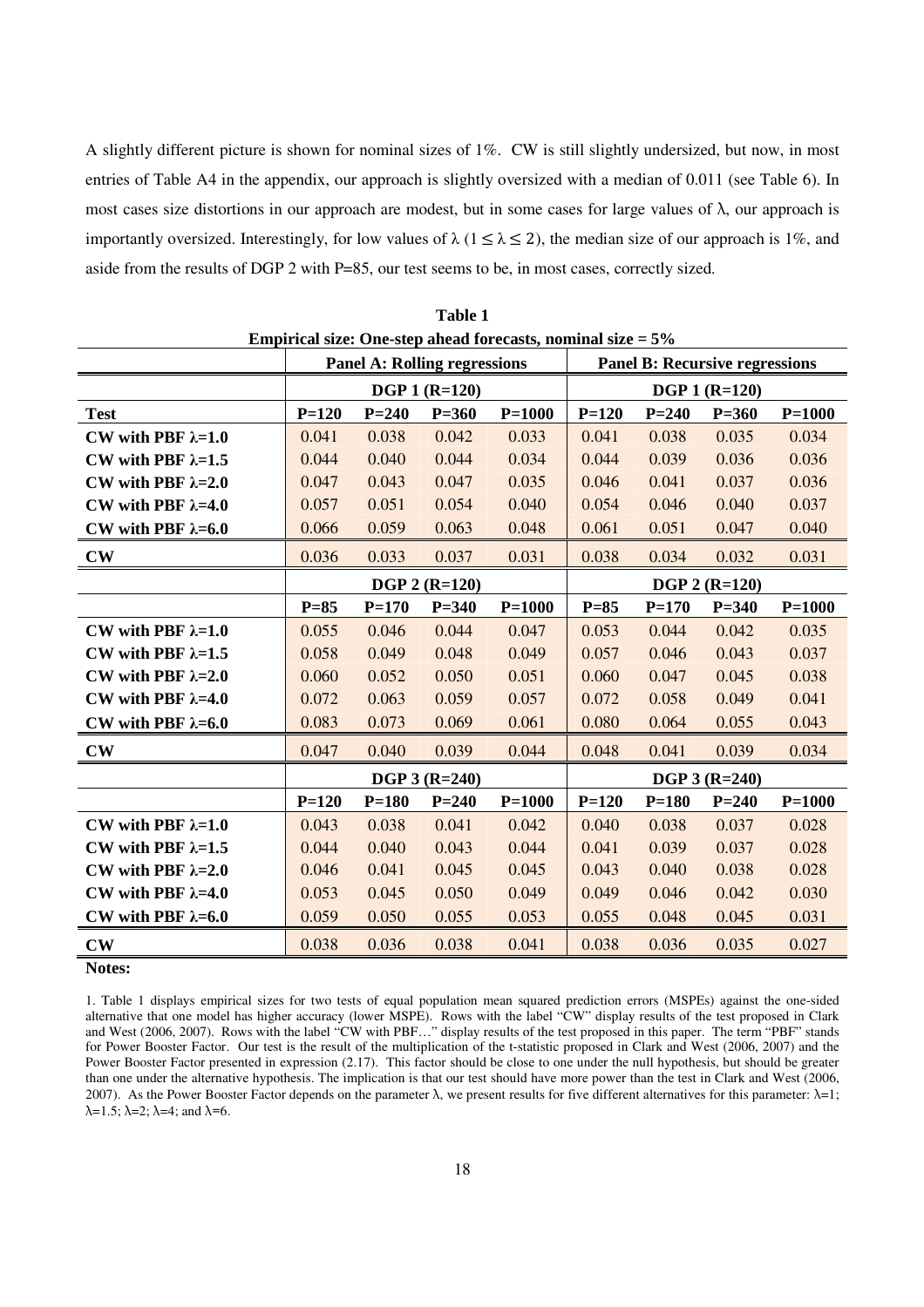A slightly different picture is shown for nominal sizes of 1%. CW is still slightly undersized, but now, in most entries of Table A4 in the appendix, our approach is slightly oversized with a median of 0.011 (see Table 6). In most cases size distortions in our approach are modest, but in some cases for large values of λ, our approach is importantly oversized. Interestingly, for low values of λ ($1 \leq \lambda \leq 2$), the median size of our approach is 1%, and aside from the results of DGP 2 with P=85, our test seems to be, in most cases, correctly sized.

**Table 1**

**Empirical size: One-step ahead forecasts, nominal size = 5%**

| | **Panel A: Rolling regressions** | | | | **Panel B: Recursive regressions** | | | |
|---|---|---|---|---|---|---|---|---|
| | **DGP 1 (R=120)** | | | | **DGP 1 (R=120)** | | | |
| **Test** | **P=120** | **P=240** | **P=360** | **P=1000** | **P=120** | **P=240** | **P=360** | **P=1000** |
| **CW with PBF λ=1.0** | 0.041 | 0.038 | 0.042 | 0.033 | 0.041 | 0.038 | 0.035 | 0.034 |
| **CW with PBF λ=1.5** | 0.044 | 0.040 | 0.044 | 0.034 | 0.044 | 0.039 | 0.036 | 0.036 |
| **CW with PBF λ=2.0** | 0.047 | 0.043 | 0.047 | 0.035 | 0.046 | 0.041 | 0.037 | 0.036 |
| **CW with PBF λ=4.0** | 0.057 | 0.051 | 0.054 | 0.040 | 0.054 | 0.046 | 0.040 | 0.037 |
| **CW with PBF λ=6.0** | 0.066 | 0.059 | 0.063 | 0.048 | 0.061 | 0.051 | 0.047 | 0.040 |
| **CW** | 0.036 | 0.033 | 0.037 | 0.031 | 0.038 | 0.034 | 0.032 | 0.031 |
| | **DGP 2 (R=120)** | | | | **DGP 2 (R=120)** | | | |
| | **P=85** | **P=170** | **P=340** | **P=1000** | **P=85** | **P=170** | **P=340** | **P=1000** |
| **CW with PBF λ=1.0** | 0.055 | 0.046 | 0.044 | 0.047 | 0.053 | 0.044 | 0.042 | 0.035 |
| **CW with PBF λ=1.5** | 0.058 | 0.049 | 0.048 | 0.049 | 0.057 | 0.046 | 0.043 | 0.037 |
| **CW with PBF λ=2.0** | 0.060 | 0.052 | 0.050 | 0.051 | 0.060 | 0.047 | 0.045 | 0.038 |
| **CW with PBF λ=4.0** | 0.072 | 0.063 | 0.059 | 0.057 | 0.072 | 0.058 | 0.049 | 0.041 |
| **CW with PBF λ=6.0** | 0.083 | 0.073 | 0.069 | 0.061 | 0.080 | 0.064 | 0.055 | 0.043 |
| **CW** | 0.047 | 0.040 | 0.039 | 0.044 | 0.048 | 0.041 | 0.039 | 0.034 |
| | **DGP 3 (R=240)** | | | | **DGP 3 (R=240)** | | | |
| | **P=120** | **P=180** | **P=240** | **P=1000** | **P=120** | **P=180** | **P=240** | **P=1000** |
| **CW with PBF λ=1.0** | 0.043 | 0.038 | 0.041 | 0.042 | 0.040 | 0.038 | 0.037 | 0.028 |
| **CW with PBF λ=1.5** | 0.044 | 0.040 | 0.043 | 0.044 | 0.041 | 0.039 | 0.037 | 0.028 |
| **CW with PBF λ=2.0** | 0.046 | 0.041 | 0.045 | 0.045 | 0.043 | 0.040 | 0.038 | 0.028 |
| **CW with PBF λ=4.0** | 0.053 | 0.045 | 0.050 | 0.049 | 0.049 | 0.046 | 0.042 | 0.030 |
| **CW with PBF λ=6.0** | 0.059 | 0.050 | 0.055 | 0.053 | 0.055 | 0.048 | 0.045 | 0.031 |
| **CW** | 0.038 | 0.036 | 0.038 | 0.041 | 0.038 | 0.036 | 0.035 | 0.027 |

**Notes:**

1. Table 1 displays empirical sizes for two tests of equal population mean squared prediction errors (MSPEs) against the one-sided alternative that one model has higher accuracy (lower MSPE). Rows with the label "CW" display results of the test proposed in Clark and West (2006, 2007). Rows with the label "CW with PBF…" display results of the test proposed in this paper. The term "PBF" stands for Power Booster Factor. Our test is the result of the multiplication of the t-statistic proposed in Clark and West (2006, 2007) and the Power Booster Factor presented in expression (2.17). This factor should be close to one under the null hypothesis, but should be greater than one under the alternative hypothesis. The implication is that our test should have more power than the test in Clark and West (2006, 2007). As the Power Booster Factor depends on the parameter λ, we present results for five different alternatives for this parameter: λ=1; λ=1.5; λ=2; λ=4; and λ=6.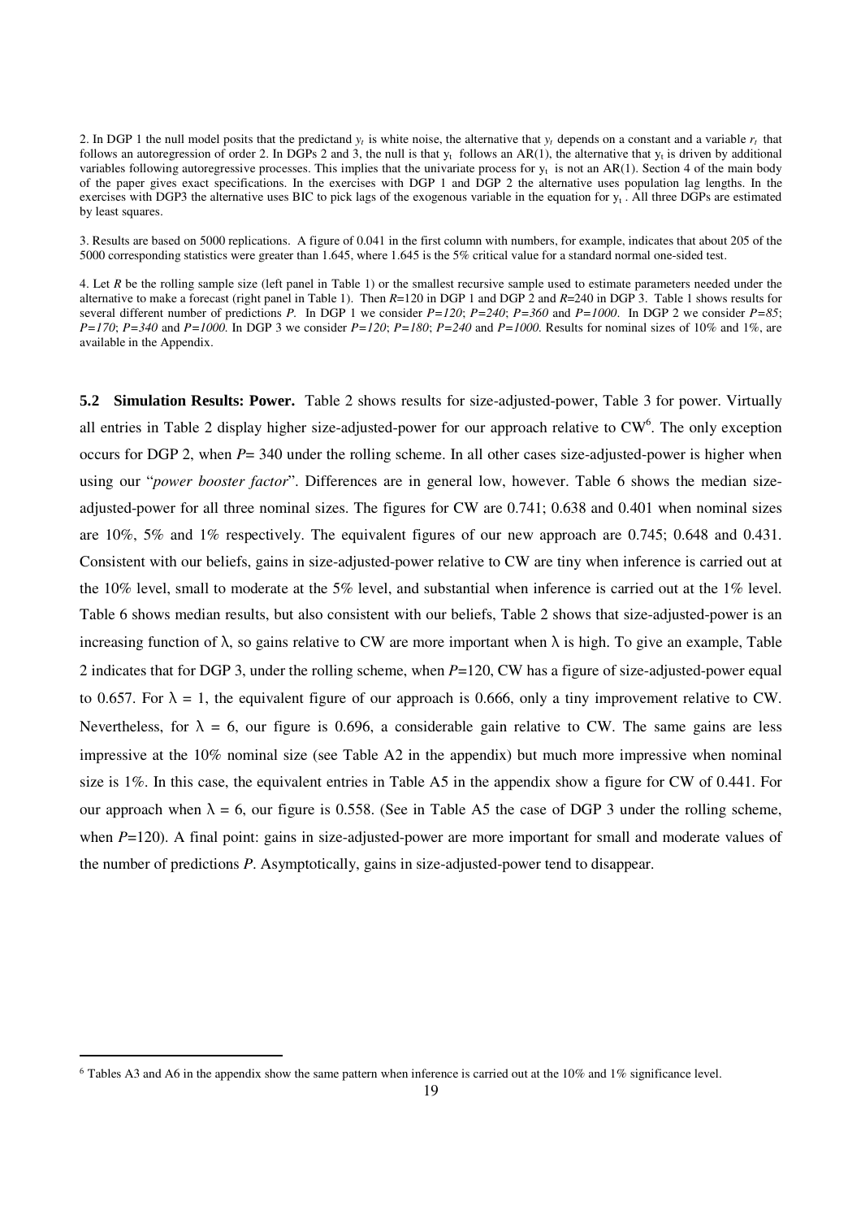2. In DGP 1 the null model posits that the predictand $y_t$ is white noise, the alternative that $y_t$ depends on a constant and a variable $r_t$ that follows an autoregression of order 2. In DGPs 2 and 3, the null is that $y_t$ follows an AR(1), the alternative that $y_t$ is driven by additional variables following autoregressive processes. This implies that the univariate process for $y_t$ is not an AR(1). Section 4 of the main body of the paper gives exact specifications. In the exercises with DGP 1 and DGP 2 the alternative uses population lag lengths. In the exercises with DGP3 the alternative uses BIC to pick lags of the exogenous variable in the equation for $y_t$. All three DGPs are estimated by least squares.

3. Results are based on 5000 replications. A figure of 0.041 in the first column with numbers, for example, indicates that about 205 of the 5000 corresponding statistics were greater than 1.645, where 1.645 is the 5% critical value for a standard normal one-sided test.

4. Let *R* be the rolling sample size (left panel in Table 1) or the smallest recursive sample used to estimate parameters needed under the alternative to make a forecast (right panel in Table 1). Then *R*=120 in DGP 1 and DGP 2 and *R*=240 in DGP 3. Table 1 shows results for several different number of predictions *P*. In DGP 1 we consider *P=120*; *P=240*; *P=360* and *P=1000*. In DGP 2 we consider *P=85*; *P=170*; *P=340* and *P=1000*. In DGP 3 we consider *P=120*; *P=180*; *P=240* and *P=1000*. Results for nominal sizes of 10% and 1%, are available in the Appendix.

**5.2 Simulation Results: Power.** Table 2 shows results for size-adjusted-power, Table 3 for power. Virtually all entries in Table 2 display higher size-adjusted-power for our approach relative to CW[6]. The only exception occurs for DGP 2, when *P*= 340 under the rolling scheme. In all other cases size-adjusted-power is higher when using our "*power booster factor*". Differences are in general low, however. Table 6 shows the median size-adjusted-power for all three nominal sizes. The figures for CW are 0.741; 0.638 and 0.401 when nominal sizes are 10%, 5% and 1% respectively. The equivalent figures of our new approach are 0.745; 0.648 and 0.431. Consistent with our beliefs, gains in size-adjusted-power relative to CW are tiny when inference is carried out at the 10% level, small to moderate at the 5% level, and substantial when inference is carried out at the 1% level. Table 6 shows median results, but also consistent with our beliefs, Table 2 shows that size-adjusted-power is an increasing function of $\lambda$, so gains relative to CW are more important when $\lambda$ is high. To give an example, Table 2 indicates that for DGP 3, under the rolling scheme, when *P*=120, CW has a figure of size-adjusted-power equal to 0.657. For $\lambda = 1$, the equivalent figure of our approach is 0.666, only a tiny improvement relative to CW. Nevertheless, for $\lambda = 6$, our figure is 0.696, a considerable gain relative to CW. The same gains are less impressive at the 10% nominal size (see Table A2 in the appendix) but much more impressive when nominal size is 1%. In this case, the equivalent entries in Table A5 in the appendix show a figure for CW of 0.441. For our approach when $\lambda = 6$, our figure is 0.558. (See in Table A5 the case of DGP 3 under the rolling scheme, when *P*=120). A final point: gains in size-adjusted-power are more important for small and moderate values of the number of predictions *P*. Asymptotically, gains in size-adjusted-power tend to disappear.

[6] Tables A3 and A6 in the appendix show the same pattern when inference is carried out at the 10% and 1% significance level.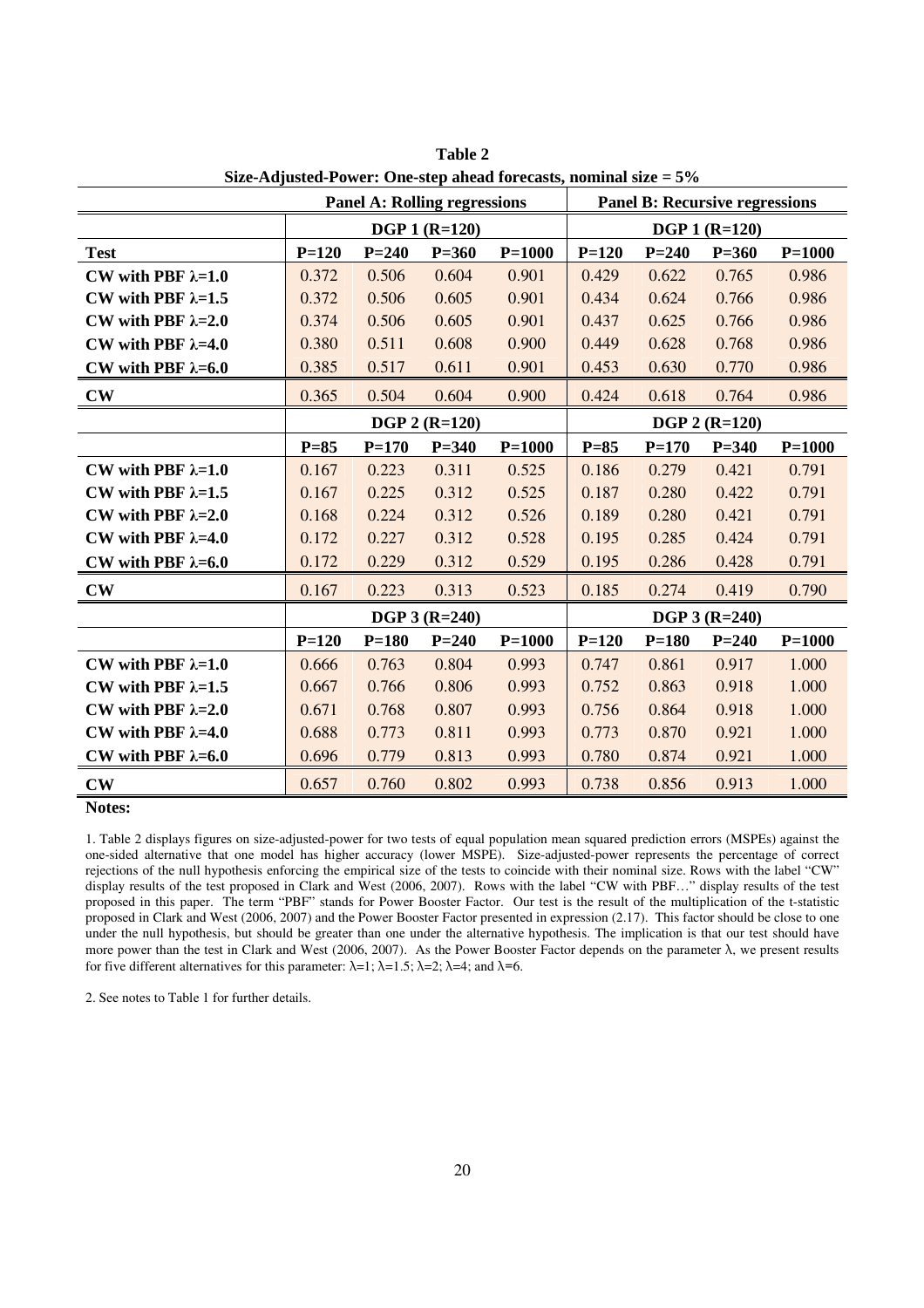**Table 2**
**Size-Adjusted-Power: One-step ahead forecasts, nominal size = 5%**

| | **Panel A: Rolling regressions** | | | | **Panel B: Recursive regressions** | | | |
|---|---|---|---|---|---|---|---|---|
| | **DGP 1 (R=120)** | | | | **DGP 1 (R=120)** | | | |
| **Test** | **P=120** | **P=240** | **P=360** | **P=1000** | **P=120** | **P=240** | **P=360** | **P=1000** |
| **CW with PBF λ=1.0** | 0.372 | 0.506 | 0.604 | 0.901 | 0.429 | 0.622 | 0.765 | 0.986 |
| **CW with PBF λ=1.5** | 0.372 | 0.506 | 0.605 | 0.901 | 0.434 | 0.624 | 0.766 | 0.986 |
| **CW with PBF λ=2.0** | 0.374 | 0.506 | 0.605 | 0.901 | 0.437 | 0.625 | 0.766 | 0.986 |
| **CW with PBF λ=4.0** | 0.380 | 0.511 | 0.608 | 0.900 | 0.449 | 0.628 | 0.768 | 0.986 |
| **CW with PBF λ=6.0** | 0.385 | 0.517 | 0.611 | 0.901 | 0.453 | 0.630 | 0.770 | 0.986 |
| **CW** | 0.365 | 0.504 | 0.604 | 0.900 | 0.424 | 0.618 | 0.764 | 0.986 |
| | **DGP 2 (R=120)** | | | | **DGP 2 (R=120)** | | | |
| | **P=85** | **P=170** | **P=340** | **P=1000** | **P=85** | **P=170** | **P=340** | **P=1000** |
| **CW with PBF λ=1.0** | 0.167 | 0.223 | 0.311 | 0.525 | 0.186 | 0.279 | 0.421 | 0.791 |
| **CW with PBF λ=1.5** | 0.167 | 0.225 | 0.312 | 0.525 | 0.187 | 0.280 | 0.422 | 0.791 |
| **CW with PBF λ=2.0** | 0.168 | 0.224 | 0.312 | 0.526 | 0.189 | 0.280 | 0.421 | 0.791 |
| **CW with PBF λ=4.0** | 0.172 | 0.227 | 0.312 | 0.528 | 0.195 | 0.285 | 0.424 | 0.791 |
| **CW with PBF λ=6.0** | 0.172 | 0.229 | 0.312 | 0.529 | 0.195 | 0.286 | 0.428 | 0.791 |
| **CW** | 0.167 | 0.223 | 0.313 | 0.523 | 0.185 | 0.274 | 0.419 | 0.790 |
| | **DGP 3 (R=240)** | | | | **DGP 3 (R=240)** | | | |
| | **P=120** | **P=180** | **P=240** | **P=1000** | **P=120** | **P=180** | **P=240** | **P=1000** |
| **CW with PBF λ=1.0** | 0.666 | 0.763 | 0.804 | 0.993 | 0.747 | 0.861 | 0.917 | 1.000 |
| **CW with PBF λ=1.5** | 0.667 | 0.766 | 0.806 | 0.993 | 0.752 | 0.863 | 0.918 | 1.000 |
| **CW with PBF λ=2.0** | 0.671 | 0.768 | 0.807 | 0.993 | 0.756 | 0.864 | 0.918 | 1.000 |
| **CW with PBF λ=4.0** | 0.688 | 0.773 | 0.811 | 0.993 | 0.773 | 0.870 | 0.921 | 1.000 |
| **CW with PBF λ=6.0** | 0.696 | 0.779 | 0.813 | 0.993 | 0.780 | 0.874 | 0.921 | 1.000 |
| **CW** | 0.657 | 0.760 | 0.802 | 0.993 | 0.738 | 0.856 | 0.913 | 1.000 |

**Notes:**

1. Table 2 displays figures on size-adjusted-power for two tests of equal population mean squared prediction errors (MSPEs) against the one-sided alternative that one model has higher accuracy (lower MSPE). Size-adjusted-power represents the percentage of correct rejections of the null hypothesis enforcing the empirical size of the tests to coincide with their nominal size. Rows with the label "CW" display results of the test proposed in Clark and West (2006, 2007). Rows with the label "CW with PBF…" display results of the test proposed in this paper. The term "PBF" stands for Power Booster Factor. Our test is the result of the multiplication of the t-statistic proposed in Clark and West (2006, 2007) and the Power Booster Factor presented in expression (2.17). This factor should be close to one under the null hypothesis, but should be greater than one under the alternative hypothesis. The implication is that our test should have more power than the test in Clark and West (2006, 2007). As the Power Booster Factor depends on the parameter λ, we present results for five different alternatives for this parameter: λ=1; λ=1.5; λ=2; λ=4; and λ=6.

2. See notes to Table 1 for further details.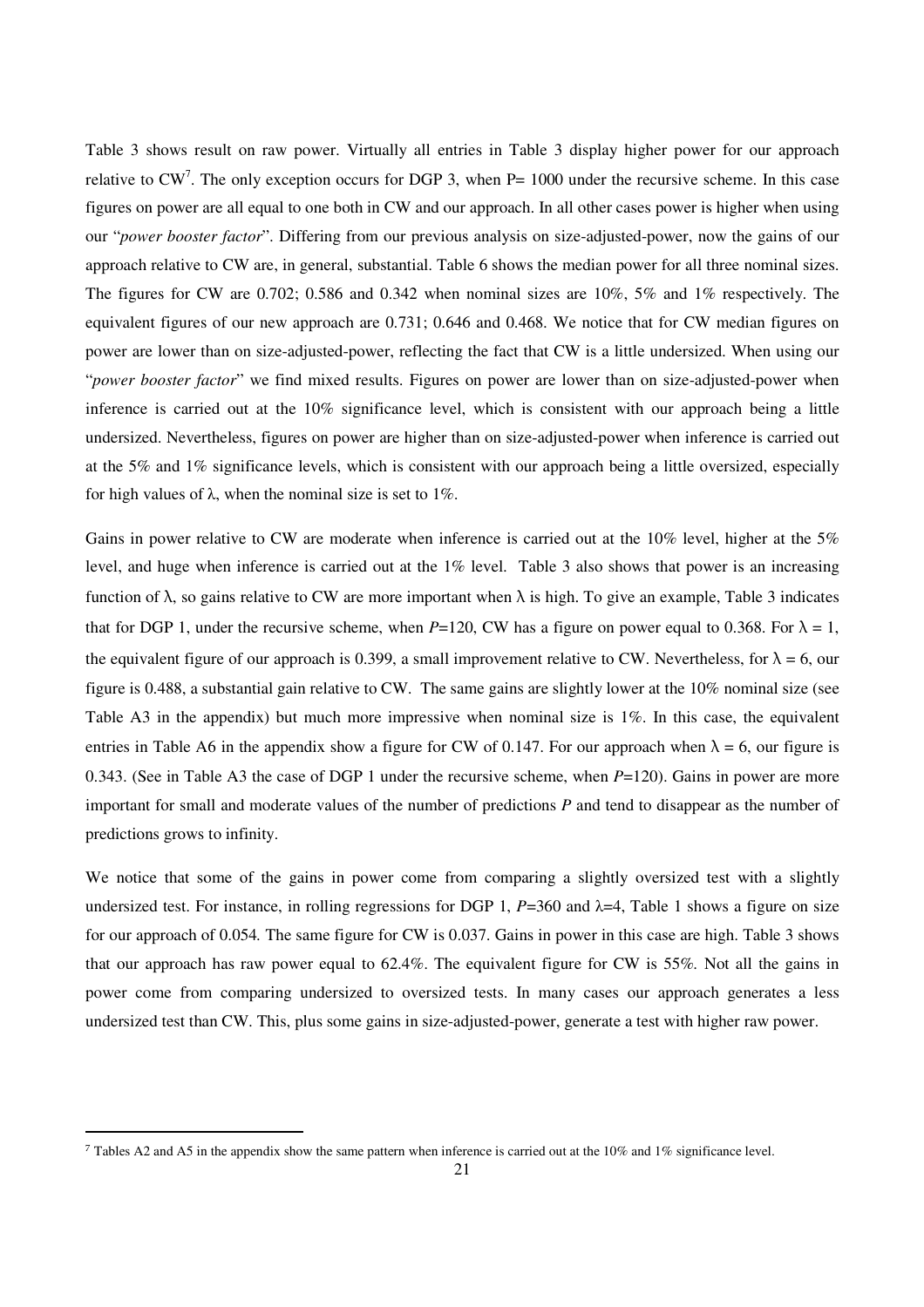Table 3 shows result on raw power. Virtually all entries in Table 3 display higher power for our approach relative to CW[7]. The only exception occurs for DGP 3, when P= 1000 under the recursive scheme. In this case figures on power are all equal to one both in CW and our approach. In all other cases power is higher when using our "*power booster factor*". Differing from our previous analysis on size-adjusted-power, now the gains of our approach relative to CW are, in general, substantial. Table 6 shows the median power for all three nominal sizes. The figures for CW are 0.702; 0.586 and 0.342 when nominal sizes are 10%, 5% and 1% respectively. The equivalent figures of our new approach are 0.731; 0.646 and 0.468. We notice that for CW median figures on power are lower than on size-adjusted-power, reflecting the fact that CW is a little undersized. When using our "*power booster factor*" we find mixed results. Figures on power are lower than on size-adjusted-power when inference is carried out at the 10% significance level, which is consistent with our approach being a little undersized. Nevertheless, figures on power are higher than on size-adjusted-power when inference is carried out at the 5% and 1% significance levels, which is consistent with our approach being a little oversized, especially for high values of $\lambda$, when the nominal size is set to 1%.

Gains in power relative to CW are moderate when inference is carried out at the 10% level, higher at the 5% level, and huge when inference is carried out at the 1% level. Table 3 also shows that power is an increasing function of $\lambda$, so gains relative to CW are more important when $\lambda$ is high. To give an example, Table 3 indicates that for DGP 1, under the recursive scheme, when $P$=120, CW has a figure on power equal to 0.368. For $\lambda = 1$, the equivalent figure of our approach is 0.399, a small improvement relative to CW. Nevertheless, for $\lambda = 6$, our figure is 0.488, a substantial gain relative to CW. The same gains are slightly lower at the 10% nominal size (see Table A3 in the appendix) but much more impressive when nominal size is 1%. In this case, the equivalent entries in Table A6 in the appendix show a figure for CW of 0.147. For our approach when $\lambda = 6$, our figure is 0.343. (See in Table A3 the case of DGP 1 under the recursive scheme, when $P$=120). Gains in power are more important for small and moderate values of the number of predictions $P$ and tend to disappear as the number of predictions grows to infinity.

We notice that some of the gains in power come from comparing a slightly oversized test with a slightly undersized test. For instance, in rolling regressions for DGP 1, $P$=360 and $\lambda$=4, Table 1 shows a figure on size for our approach of 0.054. The same figure for CW is 0.037. Gains in power in this case are high. Table 3 shows that our approach has raw power equal to 62.4%. The equivalent figure for CW is 55%. Not all the gains in power come from comparing undersized to oversized tests. In many cases our approach generates a less undersized test than CW. This, plus some gains in size-adjusted-power, generate a test with higher raw power.

[7] Tables A2 and A5 in the appendix show the same pattern when inference is carried out at the 10% and 1% significance level.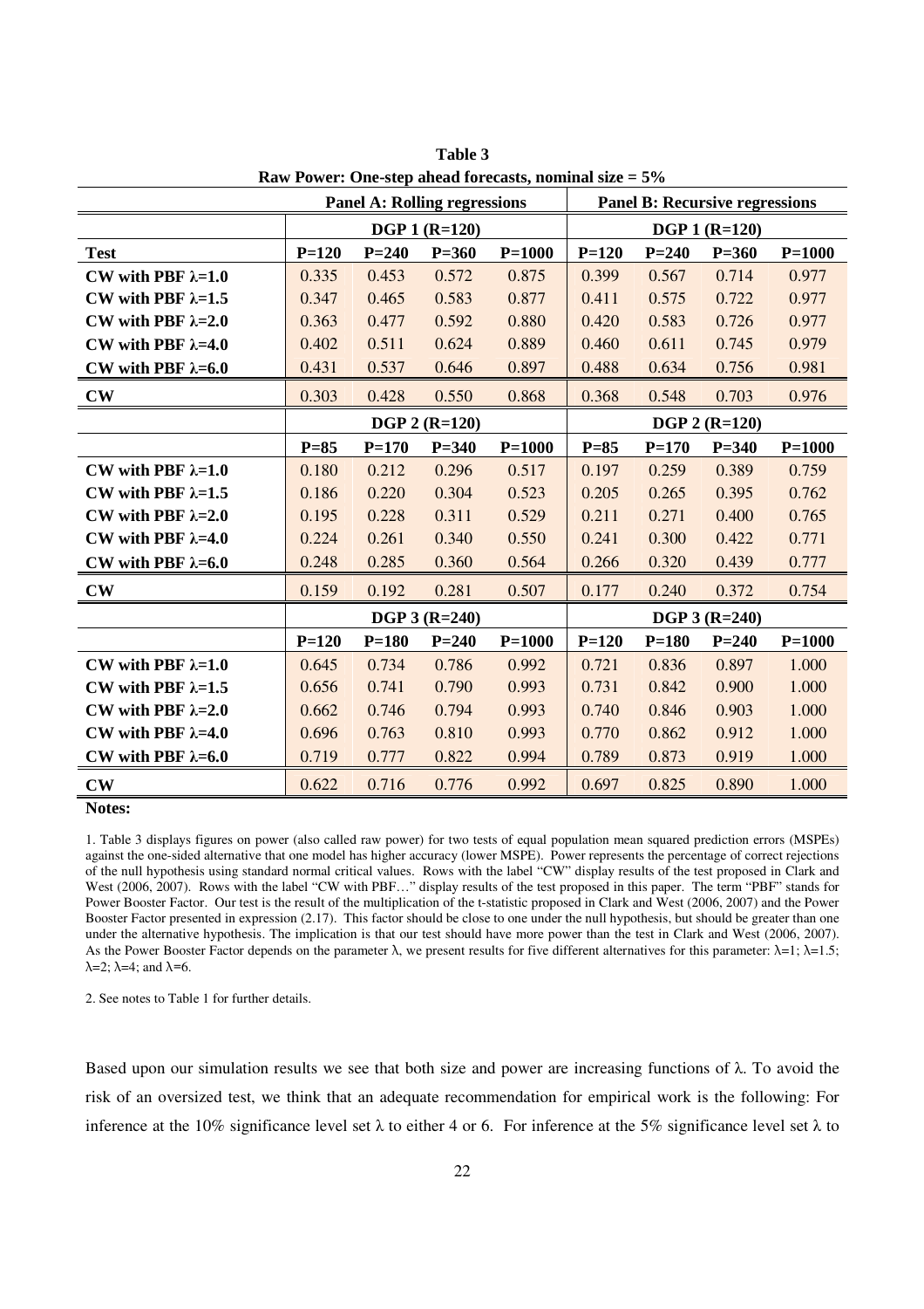**Table 3**
**Raw Power: One-step ahead forecasts, nominal size = 5%**

| | Panel A: Rolling regressions | | | | Panel B: Recursive regressions | | | |
|---|---|---|---|---|---|---|---|---|
| | DGP 1 (R=120) | | | | DGP 1 (R=120) | | | |
| **Test** | **P=120** | **P=240** | **P=360** | **P=1000** | **P=120** | **P=240** | **P=360** | **P=1000** |
| **CW with PBF λ=1.0** | 0.335 | 0.453 | 0.572 | 0.875 | 0.399 | 0.567 | 0.714 | 0.977 |
| **CW with PBF λ=1.5** | 0.347 | 0.465 | 0.583 | 0.877 | 0.411 | 0.575 | 0.722 | 0.977 |
| **CW with PBF λ=2.0** | 0.363 | 0.477 | 0.592 | 0.880 | 0.420 | 0.583 | 0.726 | 0.977 |
| **CW with PBF λ=4.0** | 0.402 | 0.511 | 0.624 | 0.889 | 0.460 | 0.611 | 0.745 | 0.979 |
| **CW with PBF λ=6.0** | 0.431 | 0.537 | 0.646 | 0.897 | 0.488 | 0.634 | 0.756 | 0.981 |
| **CW** | 0.303 | 0.428 | 0.550 | 0.868 | 0.368 | 0.548 | 0.703 | 0.976 |
| | DGP 2 (R=120) | | | | DGP 2 (R=120) | | | |
| | **P=85** | **P=170** | **P=340** | **P=1000** | **P=85** | **P=170** | **P=340** | **P=1000** |
| **CW with PBF λ=1.0** | 0.180 | 0.212 | 0.296 | 0.517 | 0.197 | 0.259 | 0.389 | 0.759 |
| **CW with PBF λ=1.5** | 0.186 | 0.220 | 0.304 | 0.523 | 0.205 | 0.265 | 0.395 | 0.762 |
| **CW with PBF λ=2.0** | 0.195 | 0.228 | 0.311 | 0.529 | 0.211 | 0.271 | 0.400 | 0.765 |
| **CW with PBF λ=4.0** | 0.224 | 0.261 | 0.340 | 0.550 | 0.241 | 0.300 | 0.422 | 0.771 |
| **CW with PBF λ=6.0** | 0.248 | 0.285 | 0.360 | 0.564 | 0.266 | 0.320 | 0.439 | 0.777 |
| **CW** | 0.159 | 0.192 | 0.281 | 0.507 | 0.177 | 0.240 | 0.372 | 0.754 |
| | DGP 3 (R=240) | | | | DGP 3 (R=240) | | | |
| | **P=120** | **P=180** | **P=240** | **P=1000** | **P=120** | **P=180** | **P=240** | **P=1000** |
| **CW with PBF λ=1.0** | 0.645 | 0.734 | 0.786 | 0.992 | 0.721 | 0.836 | 0.897 | 1.000 |
| **CW with PBF λ=1.5** | 0.656 | 0.741 | 0.790 | 0.993 | 0.731 | 0.842 | 0.900 | 1.000 |
| **CW with PBF λ=2.0** | 0.662 | 0.746 | 0.794 | 0.993 | 0.740 | 0.846 | 0.903 | 1.000 |
| **CW with PBF λ=4.0** | 0.696 | 0.763 | 0.810 | 0.993 | 0.770 | 0.862 | 0.912 | 1.000 |
| **CW with PBF λ=6.0** | 0.719 | 0.777 | 0.822 | 0.994 | 0.789 | 0.873 | 0.919 | 1.000 |
| **CW** | 0.622 | 0.716 | 0.776 | 0.992 | 0.697 | 0.825 | 0.890 | 1.000 |

**Notes:**

1. Table 3 displays figures on power (also called raw power) for two tests of equal population mean squared prediction errors (MSPEs) against the one-sided alternative that one model has higher accuracy (lower MSPE). Power represents the percentage of correct rejections of the null hypothesis using standard normal critical values. Rows with the label "CW" display results of the test proposed in Clark and West (2006, 2007). Rows with the label "CW with PBF…" display results of the test proposed in this paper. The term "PBF" stands for Power Booster Factor. Our test is the result of the multiplication of the t-statistic proposed in Clark and West (2006, 2007) and the Power Booster Factor presented in expression (2.17). This factor should be close to one under the null hypothesis, but should be greater than one under the alternative hypothesis. The implication is that our test should have more power than the test in Clark and West (2006, 2007). As the Power Booster Factor depends on the parameter λ, we present results for five different alternatives for this parameter: λ=1; λ=1.5; λ=2; λ=4; and λ=6.

2. See notes to Table 1 for further details.

Based upon our simulation results we see that both size and power are increasing functions of λ. To avoid the risk of an oversized test, we think that an adequate recommendation for empirical work is the following: For inference at the 10% significance level set λ to either 4 or 6. For inference at the 5% significance level set λ to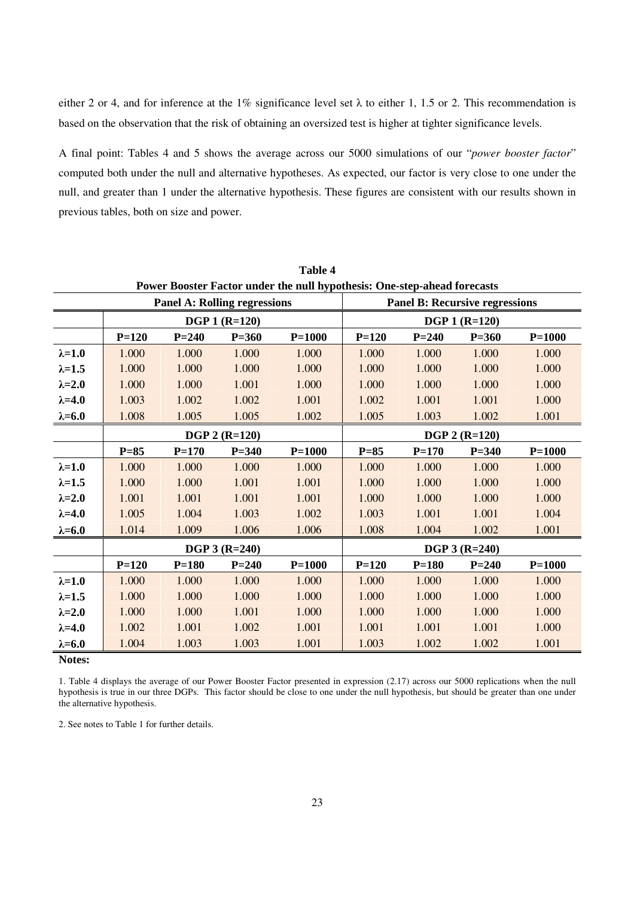either 2 or 4, and for inference at the 1% significance level set λ to either 1, 1.5 or 2. This recommendation is based on the observation that the risk of obtaining an oversized test is higher at tighter significance levels.

A final point: Tables 4 and 5 shows the average across our 5000 simulations of our "*power booster factor*" computed both under the null and alternative hypotheses. As expected, our factor is very close to one under the null, and greater than 1 under the alternative hypothesis. These figures are consistent with our results shown in previous tables, both on size and power.

**Table 4**
**Power Booster Factor under the null hypothesis: One-step-ahead forecasts**

| | **Panel A: Rolling regressions** | | | | **Panel B: Recursive regressions** | | | |
|---|---|---|---|---|---|---|---|---|
| | **DGP 1 (R=120)** | | | | **DGP 1 (R=120)** | | | |
| | **P=120** | **P=240** | **P=360** | **P=1000** | **P=120** | **P=240** | **P=360** | **P=1000** |
| **λ=1.0** | 1.000 | 1.000 | 1.000 | 1.000 | 1.000 | 1.000 | 1.000 | 1.000 |
| **λ=1.5** | 1.000 | 1.000 | 1.000 | 1.000 | 1.000 | 1.000 | 1.000 | 1.000 |
| **λ=2.0** | 1.000 | 1.000 | 1.001 | 1.000 | 1.000 | 1.000 | 1.000 | 1.000 |
| **λ=4.0** | 1.003 | 1.002 | 1.002 | 1.001 | 1.002 | 1.001 | 1.001 | 1.000 |
| **λ=6.0** | 1.008 | 1.005 | 1.005 | 1.002 | 1.005 | 1.003 | 1.002 | 1.001 |
| | **DGP 2 (R=120)** | | | | **DGP 2 (R=120)** | | | |
| | **P=85** | **P=170** | **P=340** | **P=1000** | **P=85** | **P=170** | **P=340** | **P=1000** |
| **λ=1.0** | 1.000 | 1.000 | 1.000 | 1.000 | 1.000 | 1.000 | 1.000 | 1.000 |
| **λ=1.5** | 1.000 | 1.000 | 1.001 | 1.001 | 1.000 | 1.000 | 1.000 | 1.000 |
| **λ=2.0** | 1.001 | 1.001 | 1.001 | 1.001 | 1.000 | 1.000 | 1.000 | 1.000 |
| **λ=4.0** | 1.005 | 1.004 | 1.003 | 1.002 | 1.003 | 1.001 | 1.001 | 1.004 |
| **λ=6.0** | 1.014 | 1.009 | 1.006 | 1.006 | 1.008 | 1.004 | 1.002 | 1.001 |
| | **DGP 3 (R=240)** | | | | **DGP 3 (R=240)** | | | |
| | **P=120** | **P=180** | **P=240** | **P=1000** | **P=120** | **P=180** | **P=240** | **P=1000** |
| **λ=1.0** | 1.000 | 1.000 | 1.000 | 1.000 | 1.000 | 1.000 | 1.000 | 1.000 |
| **λ=1.5** | 1.000 | 1.000 | 1.000 | 1.000 | 1.000 | 1.000 | 1.000 | 1.000 |
| **λ=2.0** | 1.000 | 1.000 | 1.001 | 1.000 | 1.000 | 1.000 | 1.000 | 1.000 |
| **λ=4.0** | 1.002 | 1.001 | 1.002 | 1.001 | 1.001 | 1.001 | 1.001 | 1.000 |
| **λ=6.0** | 1.004 | 1.003 | 1.003 | 1.001 | 1.003 | 1.002 | 1.002 | 1.001 |

**Notes:**

1. Table 4 displays the average of our Power Booster Factor presented in expression (2.17) across our 5000 replications when the null hypothesis is true in our three DGPs. This factor should be close to one under the null hypothesis, but should be greater than one under the alternative hypothesis.

2. See notes to Table 1 for further details.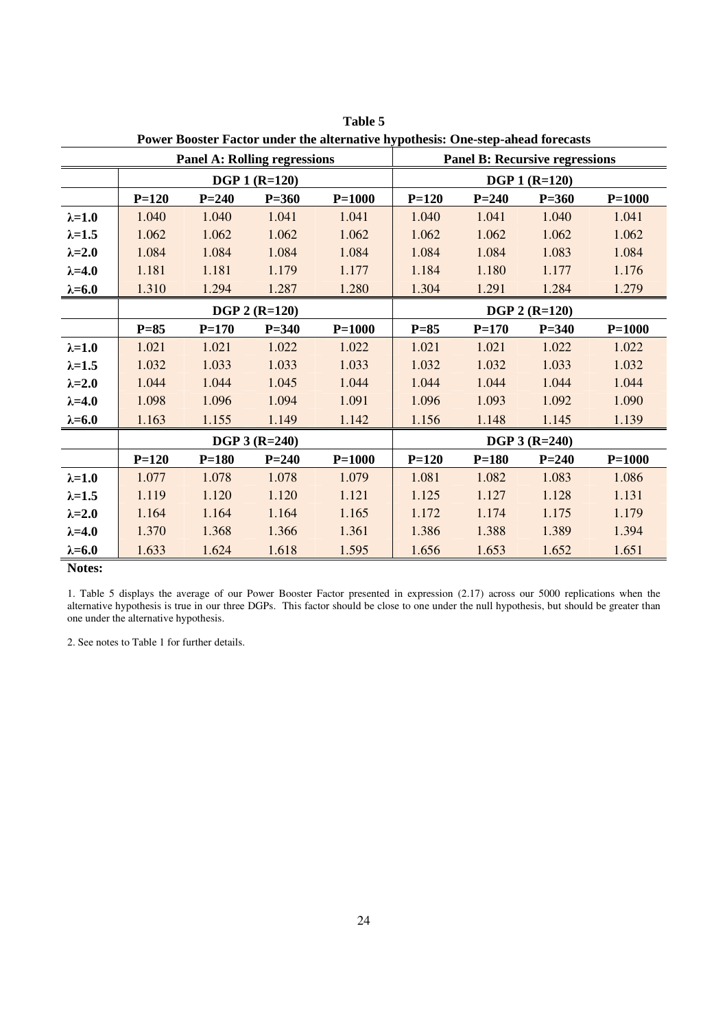**Table 5**

**Power Booster Factor under the alternative hypothesis: One-step-ahead forecasts**

| | **Panel A: Rolling regressions** | | | | **Panel B: Recursive regressions** | | | |
|---|---|---|---|---|---|---|---|---|
| | **DGP 1 (R=120)** | | | | **DGP 1 (R=120)** | | | |
| | **P=120** | **P=240** | **P=360** | **P=1000** | **P=120** | **P=240** | **P=360** | **P=1000** |
| **λ=1.0** | 1.040 | 1.040 | 1.041 | 1.041 | 1.040 | 1.041 | 1.040 | 1.041 |
| **λ=1.5** | 1.062 | 1.062 | 1.062 | 1.062 | 1.062 | 1.062 | 1.062 | 1.062 |
| **λ=2.0** | 1.084 | 1.084 | 1.084 | 1.084 | 1.084 | 1.084 | 1.083 | 1.084 |
| **λ=4.0** | 1.181 | 1.181 | 1.179 | 1.177 | 1.184 | 1.180 | 1.177 | 1.176 |
| **λ=6.0** | 1.310 | 1.294 | 1.287 | 1.280 | 1.304 | 1.291 | 1.284 | 1.279 |
| | **DGP 2 (R=120)** | | | | **DGP 2 (R=120)** | | | |
| | **P=85** | **P=170** | **P=340** | **P=1000** | **P=85** | **P=170** | **P=340** | **P=1000** |
| **λ=1.0** | 1.021 | 1.021 | 1.022 | 1.022 | 1.021 | 1.021 | 1.022 | 1.022 |
| **λ=1.5** | 1.032 | 1.033 | 1.033 | 1.033 | 1.032 | 1.032 | 1.033 | 1.032 |
| **λ=2.0** | 1.044 | 1.044 | 1.045 | 1.044 | 1.044 | 1.044 | 1.044 | 1.044 |
| **λ=4.0** | 1.098 | 1.096 | 1.094 | 1.091 | 1.096 | 1.093 | 1.092 | 1.090 |
| **λ=6.0** | 1.163 | 1.155 | 1.149 | 1.142 | 1.156 | 1.148 | 1.145 | 1.139 |
| | **DGP 3 (R=240)** | | | | **DGP 3 (R=240)** | | | |
| | **P=120** | **P=180** | **P=240** | **P=1000** | **P=120** | **P=180** | **P=240** | **P=1000** |
| **λ=1.0** | 1.077 | 1.078 | 1.078 | 1.079 | 1.081 | 1.082 | 1.083 | 1.086 |
| **λ=1.5** | 1.119 | 1.120 | 1.120 | 1.121 | 1.125 | 1.127 | 1.128 | 1.131 |
| **λ=2.0** | 1.164 | 1.164 | 1.164 | 1.165 | 1.172 | 1.174 | 1.175 | 1.179 |
| **λ=4.0** | 1.370 | 1.368 | 1.366 | 1.361 | 1.386 | 1.388 | 1.389 | 1.394 |
| **λ=6.0** | 1.633 | 1.624 | 1.618 | 1.595 | 1.656 | 1.653 | 1.652 | 1.651 |

**Notes:**

1. Table 5 displays the average of our Power Booster Factor presented in expression (2.17) across our 5000 replications when the alternative hypothesis is true in our three DGPs. This factor should be close to one under the null hypothesis, but should be greater than one under the alternative hypothesis.

2. See notes to Table 1 for further details.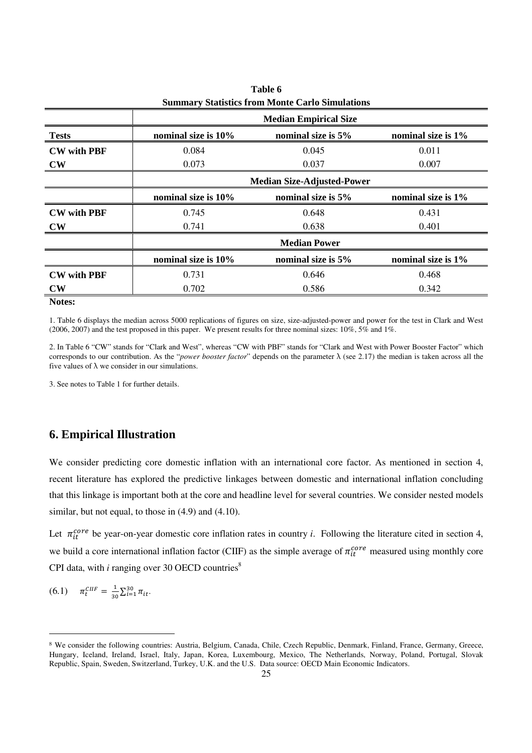**Table 6**
**Summary Statistics from Monte Carlo Simulations**

| | **Median Empirical Size** | | |
|---|---|---|---|
| **Tests** | **nominal size is 10%** | **nominal size is 5%** | **nominal size is 1%** |
| **CW with PBF** | 0.084 | 0.045 | 0.011 |
| **CW** | 0.073 | 0.037 | 0.007 |
| | **Median Size-Adjusted-Power** | | |
| | **nominal size is 10%** | **nominal size is 5%** | **nominal size is 1%** |
| **CW with PBF** | 0.745 | 0.648 | 0.431 |
| **CW** | 0.741 | 0.638 | 0.401 |
| | **Median Power** | | |
| | **nominal size is 10%** | **nominal size is 5%** | **nominal size is 1%** |
| **CW with PBF** | 0.731 | 0.646 | 0.468 |
| **CW** | 0.702 | 0.586 | 0.342 |

**Notes:**

1. Table 6 displays the median across 5000 replications of figures on size, size-adjusted-power and power for the test in Clark and West (2006, 2007) and the test proposed in this paper. We present results for three nominal sizes: 10%, 5% and 1%.

2. In Table 6 "CW" stands for "Clark and West", whereas "CW with PBF" stands for "Clark and West with Power Booster Factor" which corresponds to our contribution. As the "*power booster factor*" depends on the parameter λ (see 2.17) the median is taken across all the five values of λ we consider in our simulations.

3. See notes to Table 1 for further details.

## 6. Empirical Illustration

We consider predicting core domestic inflation with an international core factor. As mentioned in section 4, recent literature has explored the predictive linkages between domestic and international inflation concluding that this linkage is important both at the core and headline level for several countries. We consider nested models similar, but not equal, to those in (4.9) and (4.10).

Let $\pi_{it}^{core}$ be year-on-year domestic core inflation rates in country *i*. Following the literature cited in section 4, we build a core international inflation factor (CIIF) as the simple average of $\pi_{it}^{core}$ measured using monthly core CPI data, with *i* ranging over 30 OECD countries[8]

(6.1) $\pi_t^{CIIF} = \frac{1}{30}\sum_{i=1}^{30}\pi_{it}$.

[8] We consider the following countries: Austria, Belgium, Canada, Chile, Czech Republic, Denmark, Finland, France, Germany, Greece, Hungary, Iceland, Ireland, Israel, Italy, Japan, Korea, Luxembourg, Mexico, The Netherlands, Norway, Poland, Portugal, Slovak Republic, Spain, Sweden, Switzerland, Turkey, U.K. and the U.S. Data source: OECD Main Economic Indicators.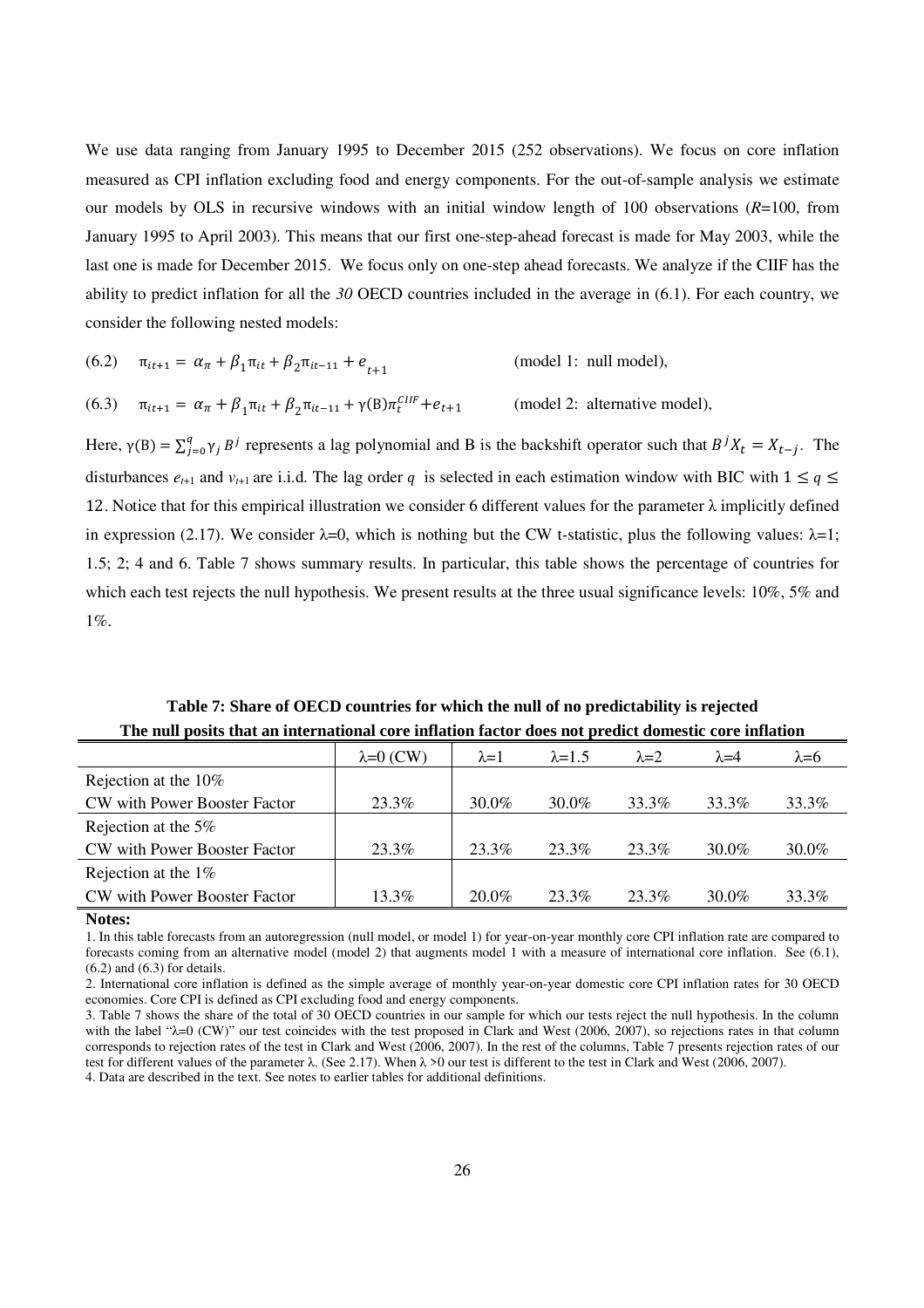We use data ranging from January 1995 to December 2015 (252 observations). We focus on core inflation measured as CPI inflation excluding food and energy components. For the out-of-sample analysis we estimate our models by OLS in recursive windows with an initial window length of 100 observations ($R$=100, from January 1995 to April 2003). This means that our first one-step-ahead forecast is made for May 2003, while the last one is made for December 2015. We focus only on one-step ahead forecasts. We analyze if the CIIF has the ability to predict inflation for all the *30* OECD countries included in the average in (6.1). For each country, we consider the following nested models:

(6.2) $\pi_{it+1} = \alpha_\pi + \beta_1 \pi_{it} + \beta_2 \pi_{it-11} + e_{t+1}$ (model 1: null model),

(6.3) $\pi_{it+1} = \alpha_\pi + \beta_1 \pi_{it} + \beta_2 \pi_{it-11} + \gamma(B)\pi_t^{CIIF} + e_{t+1}$ (model 2: alternative model),

Here, $\gamma(B) = \sum_{j=0}^{q} \gamma_j B^j$ represents a lag polynomial and B is the backshift operator such that $B^j X_t = X_{t-j}$. The disturbances $e_{t+1}$ and $v_{t+1}$ are i.i.d. The lag order $q$ is selected in each estimation window with BIC with $1 \leq q \leq 12$. Notice that for this empirical illustration we consider 6 different values for the parameter λ implicitly defined in expression (2.17). We consider λ=0, which is nothing but the CW t-statistic, plus the following values: λ=1; 1.5; 2; 4 and 6. Table 7 shows summary results. In particular, this table shows the percentage of countries for which each test rejects the null hypothesis. We present results at the three usual significance levels: 10%, 5% and 1%.

**Table 7: Share of OECD countries for which the null of no predictability is rejected**
**The null posits that an international core inflation factor does not predict domestic core inflation**

| | λ=0 (CW) | λ=1 | λ=1.5 | λ=2 | λ=4 | λ=6 |
|---|---|---|---|---|---|---|
| Rejection at the 10% | | | | | | |
| CW with Power Booster Factor | 23.3% | 30.0% | 30.0% | 33.3% | 33.3% | 33.3% |
| Rejection at the 5% | | | | | | |
| CW with Power Booster Factor | 23.3% | 23.3% | 23.3% | 23.3% | 30.0% | 30.0% |
| Rejection at the 1% | | | | | | |
| CW with Power Booster Factor | 13.3% | 20.0% | 23.3% | 23.3% | 30.0% | 33.3% |

**Notes:**

1. In this table forecasts from an autoregression (null model, or model 1) for year-on-year monthly core CPI inflation rate are compared to forecasts coming from an alternative model (model 2) that augments model 1 with a measure of international core inflation. See (6.1), (6.2) and (6.3) for details.
2. International core inflation is defined as the simple average of monthly year-on-year domestic core CPI inflation rates for 30 OECD economies. Core CPI is defined as CPI excluding food and energy components.
3. Table 7 shows the share of the total of 30 OECD countries in our sample for which our tests reject the null hypothesis. In the column with the label "λ=0 (CW)" our test coincides with the test proposed in Clark and West (2006, 2007), so rejections rates in that column corresponds to rejection rates of the test in Clark and West (2006, 2007). In the rest of the columns, Table 7 presents rejection rates of our test for different values of the parameter λ. (See 2.17). When λ >0 our test is different to the test in Clark and West (2006, 2007).
4. Data are described in the text. See notes to earlier tables for additional definitions.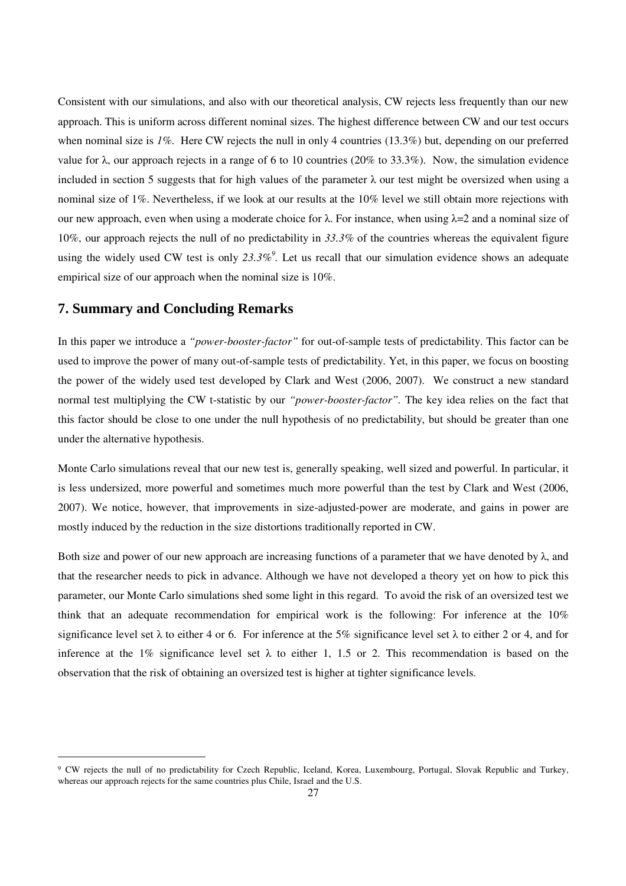Consistent with our simulations, and also with our theoretical analysis, CW rejects less frequently than our new approach. This is uniform across different nominal sizes. The highest difference between CW and our test occurs when nominal size is *1%*. Here CW rejects the null in only 4 countries (13.3%) but, depending on our preferred value for λ, our approach rejects in a range of 6 to 10 countries (20% to 33.3%). Now, the simulation evidence included in section 5 suggests that for high values of the parameter λ our test might be oversized when using a nominal size of 1%. Nevertheless, if we look at our results at the 10% level we still obtain more rejections with our new approach, even when using a moderate choice for λ. For instance, when using λ=2 and a nominal size of 10%, our approach rejects the null of no predictability in *33.3%* of the countries whereas the equivalent figure using the widely used CW test is only *23.3%*[9]. Let us recall that our simulation evidence shows an adequate empirical size of our approach when the nominal size is 10%.

## 7. Summary and Concluding Remarks

In this paper we introduce a *"power-booster-factor"* for out-of-sample tests of predictability. This factor can be used to improve the power of many out-of-sample tests of predictability. Yet, in this paper, we focus on boosting the power of the widely used test developed by Clark and West (2006, 2007). We construct a new standard normal test multiplying the CW t-statistic by our *"power-booster-factor"*. The key idea relies on the fact that this factor should be close to one under the null hypothesis of no predictability, but should be greater than one under the alternative hypothesis.

Monte Carlo simulations reveal that our new test is, generally speaking, well sized and powerful. In particular, it is less undersized, more powerful and sometimes much more powerful than the test by Clark and West (2006, 2007). We notice, however, that improvements in size-adjusted-power are moderate, and gains in power are mostly induced by the reduction in the size distortions traditionally reported in CW.

Both size and power of our new approach are increasing functions of a parameter that we have denoted by λ, and that the researcher needs to pick in advance. Although we have not developed a theory yet on how to pick this parameter, our Monte Carlo simulations shed some light in this regard. To avoid the risk of an oversized test we think that an adequate recommendation for empirical work is the following: For inference at the 10% significance level set λ to either 4 or 6. For inference at the 5% significance level set λ to either 2 or 4, and for inference at the 1% significance level set λ to either 1, 1.5 or 2. This recommendation is based on the observation that the risk of obtaining an oversized test is higher at tighter significance levels.

---

[9] CW rejects the null of no predictability for Czech Republic, Iceland, Korea, Luxembourg, Portugal, Slovak Republic and Turkey, whereas our approach rejects for the same countries plus Chile, Israel and the U.S.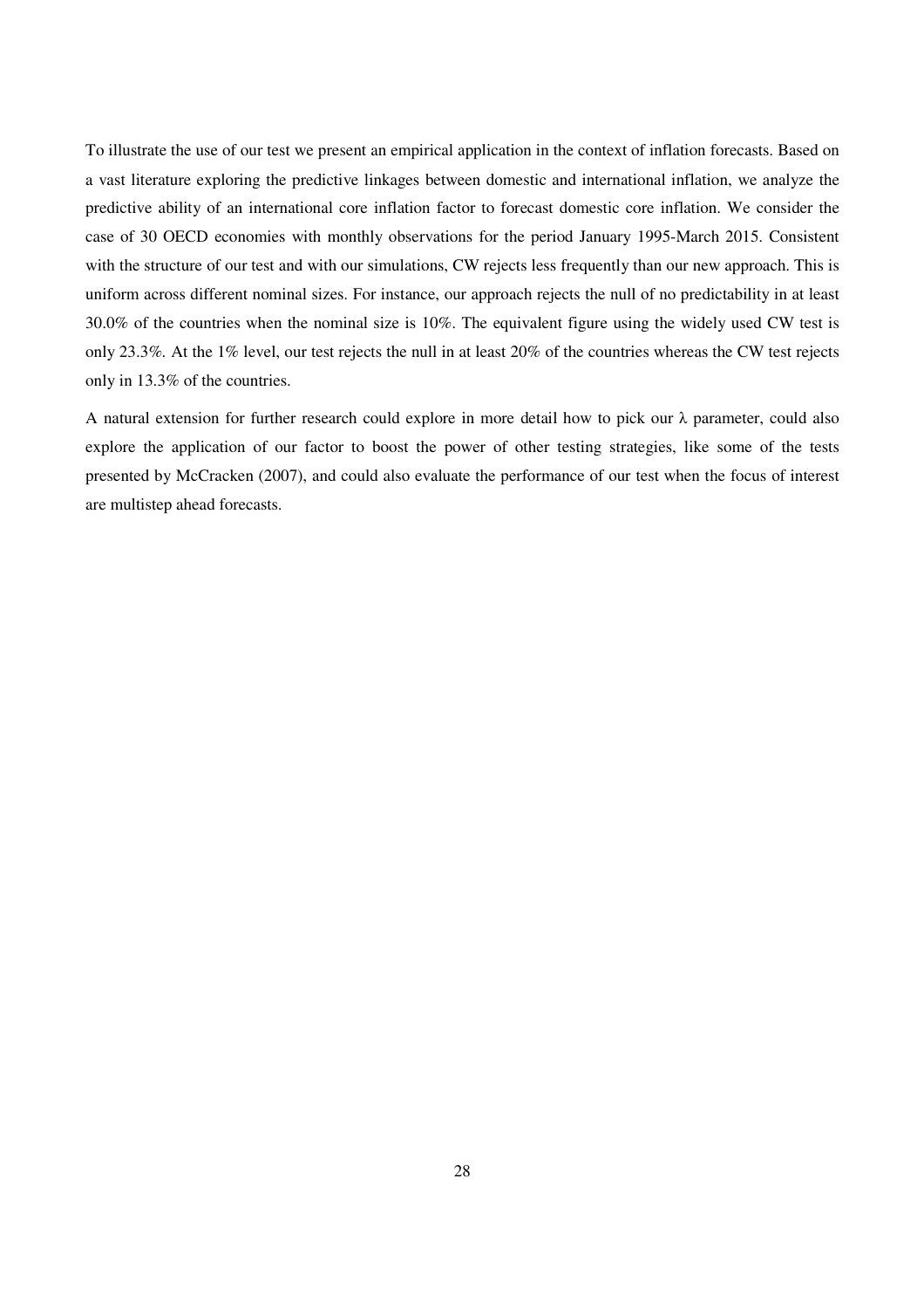To illustrate the use of our test we present an empirical application in the context of inflation forecasts. Based on a vast literature exploring the predictive linkages between domestic and international inflation, we analyze the predictive ability of an international core inflation factor to forecast domestic core inflation. We consider the case of 30 OECD economies with monthly observations for the period January 1995-March 2015. Consistent with the structure of our test and with our simulations, CW rejects less frequently than our new approach. This is uniform across different nominal sizes. For instance, our approach rejects the null of no predictability in at least 30.0% of the countries when the nominal size is 10%. The equivalent figure using the widely used CW test is only 23.3%. At the 1% level, our test rejects the null in at least 20% of the countries whereas the CW test rejects only in 13.3% of the countries.

A natural extension for further research could explore in more detail how to pick our $\lambda$ parameter, could also explore the application of our factor to boost the power of other testing strategies, like some of the tests presented by McCracken (2007), and could also evaluate the performance of our test when the focus of interest are multistep ahead forecasts.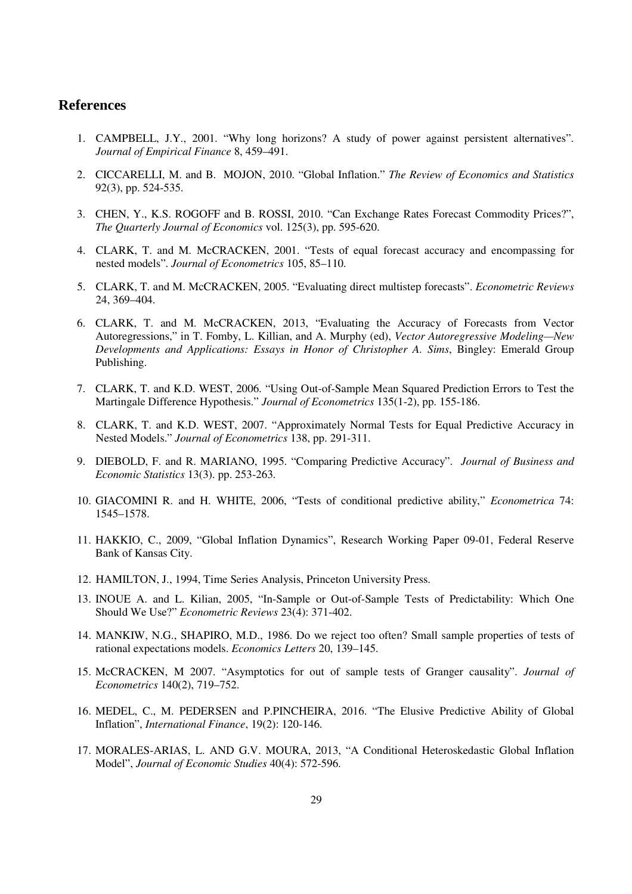## References

1. CAMPBELL, J.Y., 2001. "Why long horizons? A study of power against persistent alternatives". *Journal of Empirical Finance* 8, 459–491.
2. CICCARELLI, M. and B. MOJON, 2010. "Global Inflation." *The Review of Economics and Statistics* 92(3), pp. 524-535.
3. CHEN, Y., K.S. ROGOFF and B. ROSSI, 2010. "Can Exchange Rates Forecast Commodity Prices?", *The Quarterly Journal of Economics* vol. 125(3), pp. 595-620.
4. CLARK, T. and M. McCRACKEN, 2001. "Tests of equal forecast accuracy and encompassing for nested models". *Journal of Econometrics* 105, 85–110.
5. CLARK, T. and M. McCRACKEN, 2005. "Evaluating direct multistep forecasts". *Econometric Reviews* 24, 369–404.
6. CLARK, T. and M. McCRACKEN, 2013, "Evaluating the Accuracy of Forecasts from Vector Autoregressions," in T. Fomby, L. Killian, and A. Murphy (ed), *Vector Autoregressive Modeling—New Developments and Applications: Essays in Honor of Christopher A. Sims*, Bingley: Emerald Group Publishing.
7. CLARK, T. and K.D. WEST, 2006. "Using Out-of-Sample Mean Squared Prediction Errors to Test the Martingale Difference Hypothesis." *Journal of Econometrics* 135(1-2), pp. 155-186.
8. CLARK, T. and K.D. WEST, 2007. "Approximately Normal Tests for Equal Predictive Accuracy in Nested Models." *Journal of Econometrics* 138, pp. 291-311.
9. DIEBOLD, F. and R. MARIANO, 1995. "Comparing Predictive Accuracy". *Journal of Business and Economic Statistics* 13(3). pp. 253-263.
10. GIACOMINI R. and H. WHITE, 2006, "Tests of conditional predictive ability," *Econometrica* 74: 1545–1578.
11. HAKKIO, C., 2009, "Global Inflation Dynamics", Research Working Paper 09-01, Federal Reserve Bank of Kansas City.
12. HAMILTON, J., 1994, Time Series Analysis, Princeton University Press.
13. INOUE A. and L. Kilian, 2005, "In-Sample or Out-of-Sample Tests of Predictability: Which One Should We Use?" *Econometric Reviews* 23(4): 371-402.
14. MANKIW, N.G., SHAPIRO, M.D., 1986. Do we reject too often? Small sample properties of tests of rational expectations models. *Economics Letters* 20, 139–145.
15. McCRACKEN, M 2007. "Asymptotics for out of sample tests of Granger causality". *Journal of Econometrics* 140(2), 719–752.
16. MEDEL, C., M. PEDERSEN and P.PINCHEIRA, 2016. "The Elusive Predictive Ability of Global Inflation", *International Finance*, 19(2): 120-146.
17. MORALES-ARIAS, L. AND G.V. MOURA, 2013, "A Conditional Heteroskedastic Global Inflation Model", *Journal of Economic Studies* 40(4): 572-596.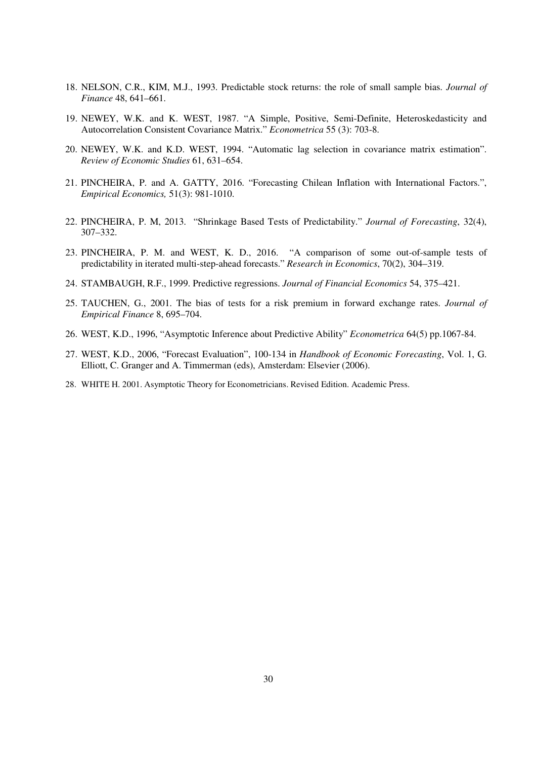18. NELSON, C.R., KIM, M.J., 1993. Predictable stock returns: the role of small sample bias. *Journal of Finance* 48, 641–661.

19. NEWEY, W.K. and K. WEST, 1987. "A Simple, Positive, Semi-Definite, Heteroskedasticity and Autocorrelation Consistent Covariance Matrix." *Econometrica* 55 (3): 703-8.

20. NEWEY, W.K. and K.D. WEST, 1994. "Automatic lag selection in covariance matrix estimation". *Review of Economic Studies* 61, 631–654.

21. PINCHEIRA, P. and A. GATTY, 2016. "Forecasting Chilean Inflation with International Factors.", *Empirical Economics,* 51(3): 981-1010.

22. PINCHEIRA, P. M, 2013. "Shrinkage Based Tests of Predictability." *Journal of Forecasting*, 32(4), 307–332.

23. PINCHEIRA, P. M. and WEST, K. D., 2016. "A comparison of some out-of-sample tests of predictability in iterated multi-step-ahead forecasts." *Research in Economics*, 70(2), 304–319.

24. STAMBAUGH, R.F., 1999. Predictive regressions. *Journal of Financial Economics* 54, 375–421.

25. TAUCHEN, G., 2001. The bias of tests for a risk premium in forward exchange rates. *Journal of Empirical Finance* 8, 695–704.

26. WEST, K.D., 1996, "Asymptotic Inference about Predictive Ability" *Econometrica* 64(5) pp.1067-84.

27. WEST, K.D., 2006, "Forecast Evaluation", 100-134 in *Handbook of Economic Forecasting*, Vol. 1, G. Elliott, C. Granger and A. Timmerman (eds), Amsterdam: Elsevier (2006).

28. WHITE H. 2001. Asymptotic Theory for Econometricians. Revised Edition. Academic Press.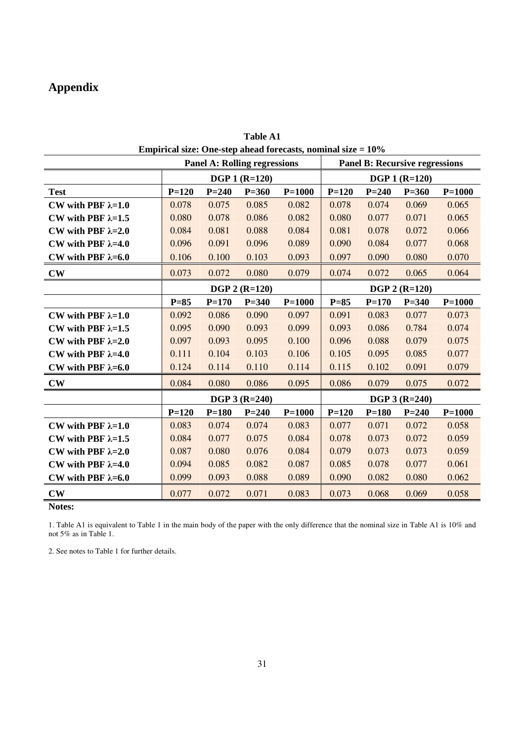# Appendix

**Table A1**

**Empirical size: One-step ahead forecasts, nominal size = 10%**

| | **Panel A: Rolling regressions** | | | | **Panel B: Recursive regressions** | | | |
|---|---|---|---|---|---|---|---|---|
| | **DGP 1 (R=120)** | | | | **DGP 1 (R=120)** | | | |
| **Test** | **P=120** | **P=240** | **P=360** | **P=1000** | **P=120** | **P=240** | **P=360** | **P=1000** |
| **CW with PBF λ=1.0** | 0.078 | 0.075 | 0.085 | 0.082 | 0.078 | 0.074 | 0.069 | 0.065 |
| **CW with PBF λ=1.5** | 0.080 | 0.078 | 0.086 | 0.082 | 0.080 | 0.077 | 0.071 | 0.065 |
| **CW with PBF λ=2.0** | 0.084 | 0.081 | 0.088 | 0.084 | 0.081 | 0.078 | 0.072 | 0.066 |
| **CW with PBF λ=4.0** | 0.096 | 0.091 | 0.096 | 0.089 | 0.090 | 0.084 | 0.077 | 0.068 |
| **CW with PBF λ=6.0** | 0.106 | 0.100 | 0.103 | 0.093 | 0.097 | 0.090 | 0.080 | 0.070 |
| **CW** | 0.073 | 0.072 | 0.080 | 0.079 | 0.074 | 0.072 | 0.065 | 0.064 |
| | **DGP 2 (R=120)** | | | | **DGP 2 (R=120)** | | | |
| | **P=85** | **P=170** | **P=340** | **P=1000** | **P=85** | **P=170** | **P=340** | **P=1000** |
| **CW with PBF λ=1.0** | 0.092 | 0.086 | 0.090 | 0.097 | 0.091 | 0.083 | 0.077 | 0.073 |
| **CW with PBF λ=1.5** | 0.095 | 0.090 | 0.093 | 0.099 | 0.093 | 0.086 | 0.784 | 0.074 |
| **CW with PBF λ=2.0** | 0.097 | 0.093 | 0.095 | 0.100 | 0.096 | 0.088 | 0.079 | 0.075 |
| **CW with PBF λ=4.0** | 0.111 | 0.104 | 0.103 | 0.106 | 0.105 | 0.095 | 0.085 | 0.077 |
| **CW with PBF λ=6.0** | 0.124 | 0.114 | 0.110 | 0.114 | 0.115 | 0.102 | 0.091 | 0.079 |
| **CW** | 0.084 | 0.080 | 0.086 | 0.095 | 0.086 | 0.079 | 0.075 | 0.072 |
| | **DGP 3 (R=240)** | | | | **DGP 3 (R=240)** | | | |
| | **P=120** | **P=180** | **P=240** | **P=1000** | **P=120** | **P=180** | **P=240** | **P=1000** |
| **CW with PBF λ=1.0** | 0.083 | 0.074 | 0.074 | 0.083 | 0.077 | 0.071 | 0.072 | 0.058 |
| **CW with PBF λ=1.5** | 0.084 | 0.077 | 0.075 | 0.084 | 0.078 | 0.073 | 0.072 | 0.059 |
| **CW with PBF λ=2.0** | 0.087 | 0.080 | 0.076 | 0.084 | 0.079 | 0.073 | 0.073 | 0.059 |
| **CW with PBF λ=4.0** | 0.094 | 0.085 | 0.082 | 0.087 | 0.085 | 0.078 | 0.077 | 0.061 |
| **CW with PBF λ=6.0** | 0.099 | 0.093 | 0.088 | 0.089 | 0.090 | 0.082 | 0.080 | 0.062 |
| **CW** | 0.077 | 0.072 | 0.071 | 0.083 | 0.073 | 0.068 | 0.069 | 0.058 |

**Notes:**

1. Table A1 is equivalent to Table 1 in the main body of the paper with the only difference that the nominal size in Table A1 is 10% and not 5% as in Table 1.

2. See notes to Table 1 for further details.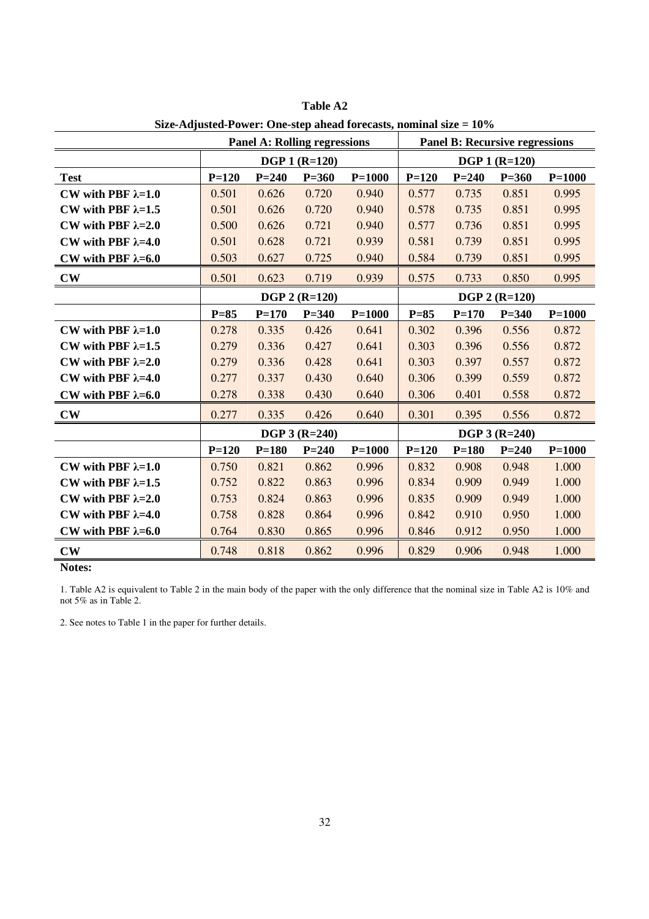**Table A2**

**Size-Adjusted-Power: One-step ahead forecasts, nominal size = 10%**

| | **Panel A: Rolling regressions** | | | | **Panel B: Recursive regressions** | | | |
|---|---|---|---|---|---|---|---|---|
| | **DGP 1 (R=120)** | | | | **DGP 1 (R=120)** | | | |
| **Test** | **P=120** | **P=240** | **P=360** | **P=1000** | **P=120** | **P=240** | **P=360** | **P=1000** |
| **CW with PBF λ=1.0** | 0.501 | 0.626 | 0.720 | 0.940 | 0.577 | 0.735 | 0.851 | 0.995 |
| **CW with PBF λ=1.5** | 0.501 | 0.626 | 0.720 | 0.940 | 0.578 | 0.735 | 0.851 | 0.995 |
| **CW with PBF λ=2.0** | 0.500 | 0.626 | 0.721 | 0.940 | 0.577 | 0.736 | 0.851 | 0.995 |
| **CW with PBF λ=4.0** | 0.501 | 0.628 | 0.721 | 0.939 | 0.581 | 0.739 | 0.851 | 0.995 |
| **CW with PBF λ=6.0** | 0.503 | 0.627 | 0.725 | 0.940 | 0.584 | 0.739 | 0.851 | 0.995 |
| **CW** | 0.501 | 0.623 | 0.719 | 0.939 | 0.575 | 0.733 | 0.850 | 0.995 |
| | **DGP 2 (R=120)** | | | | **DGP 2 (R=120)** | | | |
| | **P=85** | **P=170** | **P=340** | **P=1000** | **P=85** | **P=170** | **P=340** | **P=1000** |
| **CW with PBF λ=1.0** | 0.278 | 0.335 | 0.426 | 0.641 | 0.302 | 0.396 | 0.556 | 0.872 |
| **CW with PBF λ=1.5** | 0.279 | 0.336 | 0.427 | 0.641 | 0.303 | 0.396 | 0.556 | 0.872 |
| **CW with PBF λ=2.0** | 0.279 | 0.336 | 0.428 | 0.641 | 0.303 | 0.397 | 0.557 | 0.872 |
| **CW with PBF λ=4.0** | 0.277 | 0.337 | 0.430 | 0.640 | 0.306 | 0.399 | 0.559 | 0.872 |
| **CW with PBF λ=6.0** | 0.278 | 0.338 | 0.430 | 0.640 | 0.306 | 0.401 | 0.558 | 0.872 |
| **CW** | 0.277 | 0.335 | 0.426 | 0.640 | 0.301 | 0.395 | 0.556 | 0.872 |
| | **DGP 3 (R=240)** | | | | **DGP 3 (R=240)** | | | |
| | **P=120** | **P=180** | **P=240** | **P=1000** | **P=120** | **P=180** | **P=240** | **P=1000** |
| **CW with PBF λ=1.0** | 0.750 | 0.821 | 0.862 | 0.996 | 0.832 | 0.908 | 0.948 | 1.000 |
| **CW with PBF λ=1.5** | 0.752 | 0.822 | 0.863 | 0.996 | 0.834 | 0.909 | 0.949 | 1.000 |
| **CW with PBF λ=2.0** | 0.753 | 0.824 | 0.863 | 0.996 | 0.835 | 0.909 | 0.949 | 1.000 |
| **CW with PBF λ=4.0** | 0.758 | 0.828 | 0.864 | 0.996 | 0.842 | 0.910 | 0.950 | 1.000 |
| **CW with PBF λ=6.0** | 0.764 | 0.830 | 0.865 | 0.996 | 0.846 | 0.912 | 0.950 | 1.000 |
| **CW** | 0.748 | 0.818 | 0.862 | 0.996 | 0.829 | 0.906 | 0.948 | 1.000 |

**Notes:**

1. Table A2 is equivalent to Table 2 in the main body of the paper with the only difference that the nominal size in Table A2 is 10% and not 5% as in Table 2.

2. See notes to Table 1 in the paper for further details.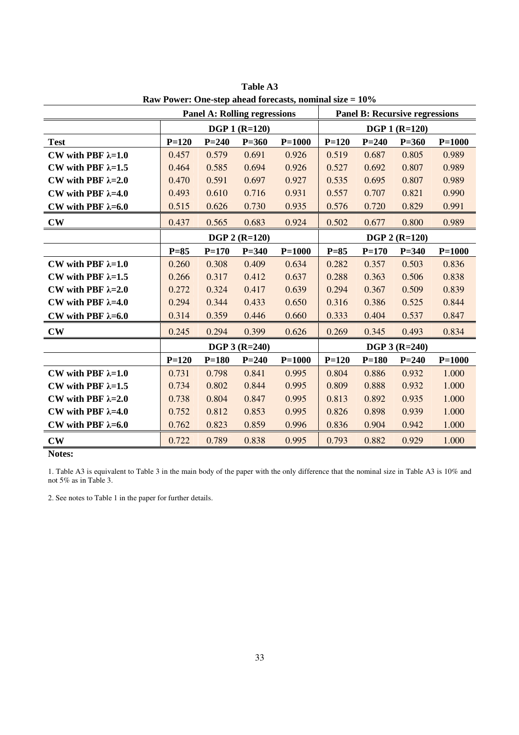**Table A3**

**Raw Power: One-step ahead forecasts, nominal size = 10%**

| | **Panel A: Rolling regressions** | | | | **Panel B: Recursive regressions** | | | |
|---|---|---|---|---|---|---|---|---|
| | **DGP 1 (R=120)** | | | | **DGP 1 (R=120)** | | | |
| **Test** | **P=120** | **P=240** | **P=360** | **P=1000** | **P=120** | **P=240** | **P=360** | **P=1000** |
| **CW with PBF λ=1.0** | 0.457 | 0.579 | 0.691 | 0.926 | 0.519 | 0.687 | 0.805 | 0.989 |
| **CW with PBF λ=1.5** | 0.464 | 0.585 | 0.694 | 0.926 | 0.527 | 0.692 | 0.807 | 0.989 |
| **CW with PBF λ=2.0** | 0.470 | 0.591 | 0.697 | 0.927 | 0.535 | 0.695 | 0.807 | 0.989 |
| **CW with PBF λ=4.0** | 0.493 | 0.610 | 0.716 | 0.931 | 0.557 | 0.707 | 0.821 | 0.990 |
| **CW with PBF λ=6.0** | 0.515 | 0.626 | 0.730 | 0.935 | 0.576 | 0.720 | 0.829 | 0.991 |
| **CW** | 0.437 | 0.565 | 0.683 | 0.924 | 0.502 | 0.677 | 0.800 | 0.989 |
| | **DGP 2 (R=120)** | | | | **DGP 2 (R=120)** | | | |
| | **P=85** | **P=170** | **P=340** | **P=1000** | **P=85** | **P=170** | **P=340** | **P=1000** |
| **CW with PBF λ=1.0** | 0.260 | 0.308 | 0.409 | 0.634 | 0.282 | 0.357 | 0.503 | 0.836 |
| **CW with PBF λ=1.5** | 0.266 | 0.317 | 0.412 | 0.637 | 0.288 | 0.363 | 0.506 | 0.838 |
| **CW with PBF λ=2.0** | 0.272 | 0.324 | 0.417 | 0.639 | 0.294 | 0.367 | 0.509 | 0.839 |
| **CW with PBF λ=4.0** | 0.294 | 0.344 | 0.433 | 0.650 | 0.316 | 0.386 | 0.525 | 0.844 |
| **CW with PBF λ=6.0** | 0.314 | 0.359 | 0.446 | 0.660 | 0.333 | 0.404 | 0.537 | 0.847 |
| **CW** | 0.245 | 0.294 | 0.399 | 0.626 | 0.269 | 0.345 | 0.493 | 0.834 |
| | **DGP 3 (R=240)** | | | | **DGP 3 (R=240)** | | | |
| | **P=120** | **P=180** | **P=240** | **P=1000** | **P=120** | **P=180** | **P=240** | **P=1000** |
| **CW with PBF λ=1.0** | 0.731 | 0.798 | 0.841 | 0.995 | 0.804 | 0.886 | 0.932 | 1.000 |
| **CW with PBF λ=1.5** | 0.734 | 0.802 | 0.844 | 0.995 | 0.809 | 0.888 | 0.932 | 1.000 |
| **CW with PBF λ=2.0** | 0.738 | 0.804 | 0.847 | 0.995 | 0.813 | 0.892 | 0.935 | 1.000 |
| **CW with PBF λ=4.0** | 0.752 | 0.812 | 0.853 | 0.995 | 0.826 | 0.898 | 0.939 | 1.000 |
| **CW with PBF λ=6.0** | 0.762 | 0.823 | 0.859 | 0.996 | 0.836 | 0.904 | 0.942 | 1.000 |
| **CW** | 0.722 | 0.789 | 0.838 | 0.995 | 0.793 | 0.882 | 0.929 | 1.000 |

**Notes:**

1. Table A3 is equivalent to Table 3 in the main body of the paper with the only difference that the nominal size in Table A3 is 10% and not 5% as in Table 3.

2. See notes to Table 1 in the paper for further details.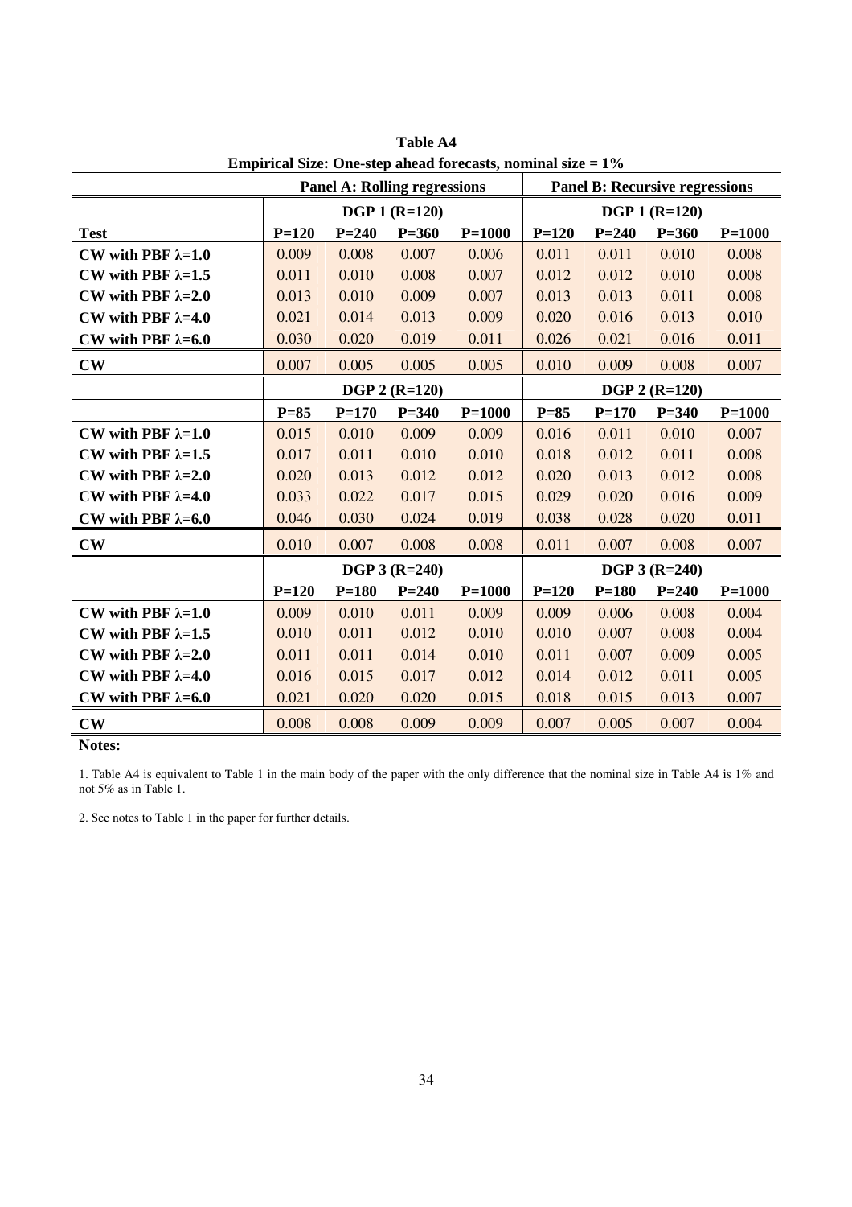**Table A4**

**Empirical Size: One-step ahead forecasts, nominal size = 1%**

| | **Panel A: Rolling regressions** | | | | **Panel B: Recursive regressions** | | | |
|---|---|---|---|---|---|---|---|---|
| | **DGP 1 (R=120)** | | | | **DGP 1 (R=120)** | | | |
| **Test** | **P=120** | **P=240** | **P=360** | **P=1000** | **P=120** | **P=240** | **P=360** | **P=1000** |
| **CW with PBF λ=1.0** | 0.009 | 0.008 | 0.007 | 0.006 | 0.011 | 0.011 | 0.010 | 0.008 |
| **CW with PBF λ=1.5** | 0.011 | 0.010 | 0.008 | 0.007 | 0.012 | 0.012 | 0.010 | 0.008 |
| **CW with PBF λ=2.0** | 0.013 | 0.010 | 0.009 | 0.007 | 0.013 | 0.013 | 0.011 | 0.008 |
| **CW with PBF λ=4.0** | 0.021 | 0.014 | 0.013 | 0.009 | 0.020 | 0.016 | 0.013 | 0.010 |
| **CW with PBF λ=6.0** | 0.030 | 0.020 | 0.019 | 0.011 | 0.026 | 0.021 | 0.016 | 0.011 |
| **CW** | 0.007 | 0.005 | 0.005 | 0.005 | 0.010 | 0.009 | 0.008 | 0.007 |
| | **DGP 2 (R=120)** | | | | **DGP 2 (R=120)** | | | |
| | **P=85** | **P=170** | **P=340** | **P=1000** | **P=85** | **P=170** | **P=340** | **P=1000** |
| **CW with PBF λ=1.0** | 0.015 | 0.010 | 0.009 | 0.009 | 0.016 | 0.011 | 0.010 | 0.007 |
| **CW with PBF λ=1.5** | 0.017 | 0.011 | 0.010 | 0.010 | 0.018 | 0.012 | 0.011 | 0.008 |
| **CW with PBF λ=2.0** | 0.020 | 0.013 | 0.012 | 0.012 | 0.020 | 0.013 | 0.012 | 0.008 |
| **CW with PBF λ=4.0** | 0.033 | 0.022 | 0.017 | 0.015 | 0.029 | 0.020 | 0.016 | 0.009 |
| **CW with PBF λ=6.0** | 0.046 | 0.030 | 0.024 | 0.019 | 0.038 | 0.028 | 0.020 | 0.011 |
| **CW** | 0.010 | 0.007 | 0.008 | 0.008 | 0.011 | 0.007 | 0.008 | 0.007 |
| | **DGP 3 (R=240)** | | | | **DGP 3 (R=240)** | | | |
| | **P=120** | **P=180** | **P=240** | **P=1000** | **P=120** | **P=180** | **P=240** | **P=1000** |
| **CW with PBF λ=1.0** | 0.009 | 0.010 | 0.011 | 0.009 | 0.009 | 0.006 | 0.008 | 0.004 |
| **CW with PBF λ=1.5** | 0.010 | 0.011 | 0.012 | 0.010 | 0.010 | 0.007 | 0.008 | 0.004 |
| **CW with PBF λ=2.0** | 0.011 | 0.011 | 0.014 | 0.010 | 0.011 | 0.007 | 0.009 | 0.005 |
| **CW with PBF λ=4.0** | 0.016 | 0.015 | 0.017 | 0.012 | 0.014 | 0.012 | 0.011 | 0.005 |
| **CW with PBF λ=6.0** | 0.021 | 0.020 | 0.020 | 0.015 | 0.018 | 0.015 | 0.013 | 0.007 |
| **CW** | 0.008 | 0.008 | 0.009 | 0.009 | 0.007 | 0.005 | 0.007 | 0.004 |

**Notes:**

1. Table A4 is equivalent to Table 1 in the main body of the paper with the only difference that the nominal size in Table A4 is 1% and not 5% as in Table 1.

2. See notes to Table 1 in the paper for further details.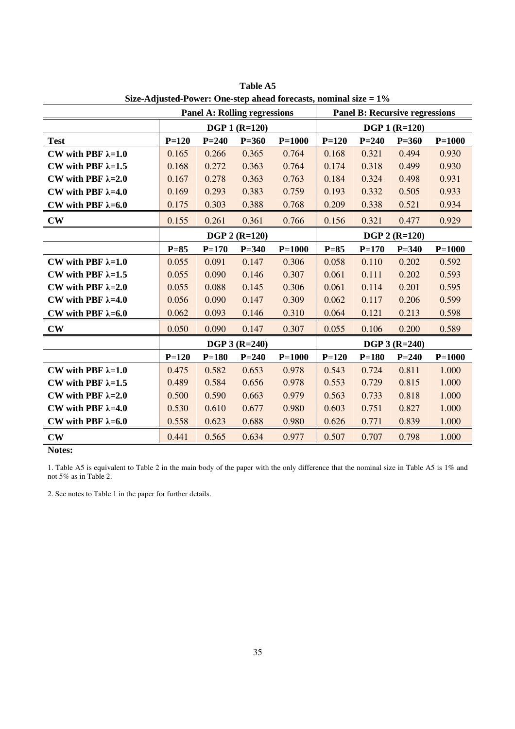**Table A5**

**Size-Adjusted-Power: One-step ahead forecasts, nominal size = 1%**

| | **Panel A: Rolling regressions** | | | | **Panel B: Recursive regressions** | | | |
|---|---|---|---|---|---|---|---|---|
| | **DGP 1 (R=120)** | | | | **DGP 1 (R=120)** | | | |
| **Test** | **P=120** | **P=240** | **P=360** | **P=1000** | **P=120** | **P=240** | **P=360** | **P=1000** |
| **CW with PBF λ=1.0** | 0.165 | 0.266 | 0.365 | 0.764 | 0.168 | 0.321 | 0.494 | 0.930 |
| **CW with PBF λ=1.5** | 0.168 | 0.272 | 0.363 | 0.764 | 0.174 | 0.318 | 0.499 | 0.930 |
| **CW with PBF λ=2.0** | 0.167 | 0.278 | 0.363 | 0.763 | 0.184 | 0.324 | 0.498 | 0.931 |
| **CW with PBF λ=4.0** | 0.169 | 0.293 | 0.383 | 0.759 | 0.193 | 0.332 | 0.505 | 0.933 |
| **CW with PBF λ=6.0** | 0.175 | 0.303 | 0.388 | 0.768 | 0.209 | 0.338 | 0.521 | 0.934 |
| **CW** | 0.155 | 0.261 | 0.361 | 0.766 | 0.156 | 0.321 | 0.477 | 0.929 |
| | **DGP 2 (R=120)** | | | | **DGP 2 (R=120)** | | | |
| | **P=85** | **P=170** | **P=340** | **P=1000** | **P=85** | **P=170** | **P=340** | **P=1000** |
| **CW with PBF λ=1.0** | 0.055 | 0.091 | 0.147 | 0.306 | 0.058 | 0.110 | 0.202 | 0.592 |
| **CW with PBF λ=1.5** | 0.055 | 0.090 | 0.146 | 0.307 | 0.061 | 0.111 | 0.202 | 0.593 |
| **CW with PBF λ=2.0** | 0.055 | 0.088 | 0.145 | 0.306 | 0.061 | 0.114 | 0.201 | 0.595 |
| **CW with PBF λ=4.0** | 0.056 | 0.090 | 0.147 | 0.309 | 0.062 | 0.117 | 0.206 | 0.599 |
| **CW with PBF λ=6.0** | 0.062 | 0.093 | 0.146 | 0.310 | 0.064 | 0.121 | 0.213 | 0.598 |
| **CW** | 0.050 | 0.090 | 0.147 | 0.307 | 0.055 | 0.106 | 0.200 | 0.589 |
| | **DGP 3 (R=240)** | | | | **DGP 3 (R=240)** | | | |
| | **P=120** | **P=180** | **P=240** | **P=1000** | **P=120** | **P=180** | **P=240** | **P=1000** |
| **CW with PBF λ=1.0** | 0.475 | 0.582 | 0.653 | 0.978 | 0.543 | 0.724 | 0.811 | 1.000 |
| **CW with PBF λ=1.5** | 0.489 | 0.584 | 0.656 | 0.978 | 0.553 | 0.729 | 0.815 | 1.000 |
| **CW with PBF λ=2.0** | 0.500 | 0.590 | 0.663 | 0.979 | 0.563 | 0.733 | 0.818 | 1.000 |
| **CW with PBF λ=4.0** | 0.530 | 0.610 | 0.677 | 0.980 | 0.603 | 0.751 | 0.827 | 1.000 |
| **CW with PBF λ=6.0** | 0.558 | 0.623 | 0.688 | 0.980 | 0.626 | 0.771 | 0.839 | 1.000 |
| **CW** | 0.441 | 0.565 | 0.634 | 0.977 | 0.507 | 0.707 | 0.798 | 1.000 |

**Notes:**

1. Table A5 is equivalent to Table 2 in the main body of the paper with the only difference that the nominal size in Table A5 is 1% and not 5% as in Table 2.

2. See notes to Table 1 in the paper for further details.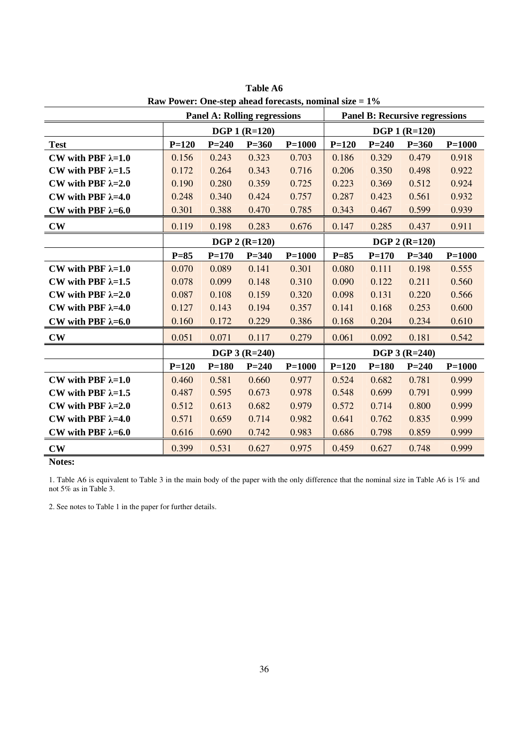**Table A6**
**Raw Power: One-step ahead forecasts, nominal size = 1%**

| | Panel A: Rolling regressions | | | | Panel B: Recursive regressions | | | |
|---|---|---|---|---|---|---|---|---|
| | DGP 1 (R=120) | | | | DGP 1 (R=120) | | | |
| **Test** | **P=120** | **P=240** | **P=360** | **P=1000** | **P=120** | **P=240** | **P=360** | **P=1000** |
| **CW with PBF λ=1.0** | 0.156 | 0.243 | 0.323 | 0.703 | 0.186 | 0.329 | 0.479 | 0.918 |
| **CW with PBF λ=1.5** | 0.172 | 0.264 | 0.343 | 0.716 | 0.206 | 0.350 | 0.498 | 0.922 |
| **CW with PBF λ=2.0** | 0.190 | 0.280 | 0.359 | 0.725 | 0.223 | 0.369 | 0.512 | 0.924 |
| **CW with PBF λ=4.0** | 0.248 | 0.340 | 0.424 | 0.757 | 0.287 | 0.423 | 0.561 | 0.932 |
| **CW with PBF λ=6.0** | 0.301 | 0.388 | 0.470 | 0.785 | 0.343 | 0.467 | 0.599 | 0.939 |
| **CW** | 0.119 | 0.198 | 0.283 | 0.676 | 0.147 | 0.285 | 0.437 | 0.911 |
| | DGP 2 (R=120) | | | | DGP 2 (R=120) | | | |
| | **P=85** | **P=170** | **P=340** | **P=1000** | **P=85** | **P=170** | **P=340** | **P=1000** |
| **CW with PBF λ=1.0** | 0.070 | 0.089 | 0.141 | 0.301 | 0.080 | 0.111 | 0.198 | 0.555 |
| **CW with PBF λ=1.5** | 0.078 | 0.099 | 0.148 | 0.310 | 0.090 | 0.122 | 0.211 | 0.560 |
| **CW with PBF λ=2.0** | 0.087 | 0.108 | 0.159 | 0.320 | 0.098 | 0.131 | 0.220 | 0.566 |
| **CW with PBF λ=4.0** | 0.127 | 0.143 | 0.194 | 0.357 | 0.141 | 0.168 | 0.253 | 0.600 |
| **CW with PBF λ=6.0** | 0.160 | 0.172 | 0.229 | 0.386 | 0.168 | 0.204 | 0.234 | 0.610 |
| **CW** | 0.051 | 0.071 | 0.117 | 0.279 | 0.061 | 0.092 | 0.181 | 0.542 |
| | DGP 3 (R=240) | | | | DGP 3 (R=240) | | | |
| | **P=120** | **P=180** | **P=240** | **P=1000** | **P=120** | **P=180** | **P=240** | **P=1000** |
| **CW with PBF λ=1.0** | 0.460 | 0.581 | 0.660 | 0.977 | 0.524 | 0.682 | 0.781 | 0.999 |
| **CW with PBF λ=1.5** | 0.487 | 0.595 | 0.673 | 0.978 | 0.548 | 0.699 | 0.791 | 0.999 |
| **CW with PBF λ=2.0** | 0.512 | 0.613 | 0.682 | 0.979 | 0.572 | 0.714 | 0.800 | 0.999 |
| **CW with PBF λ=4.0** | 0.571 | 0.659 | 0.714 | 0.982 | 0.641 | 0.762 | 0.835 | 0.999 |
| **CW with PBF λ=6.0** | 0.616 | 0.690 | 0.742 | 0.983 | 0.686 | 0.798 | 0.859 | 0.999 |
| **CW** | 0.399 | 0.531 | 0.627 | 0.975 | 0.459 | 0.627 | 0.748 | 0.999 |

**Notes:**

1. Table A6 is equivalent to Table 3 in the main body of the paper with the only difference that the nominal size in Table A6 is 1% and not 5% as in Table 3.

2. See notes to Table 1 in the paper for further details.